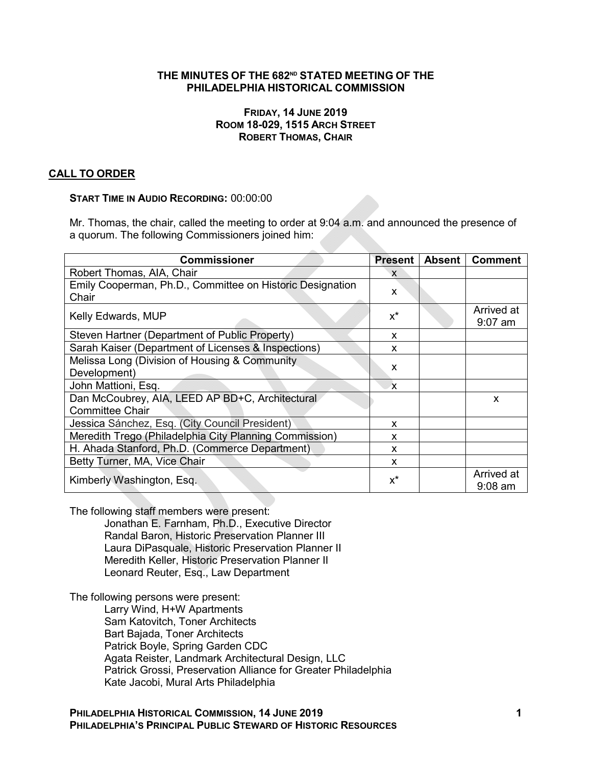# THE MINUTES OF THE 682ND STATED MEETING OF THE PHILADELPHIA HISTORICAL COMMISSION

**FRIDAY, 14 JUNE 2019**
**ROOM 18-029, 1515 ARCH STREET**
**ROBERT THOMAS, CHAIR**

## CALL TO ORDER

**START TIME IN AUDIO RECORDING:** 00:00:00

Mr. Thomas, the chair, called the meeting to order at 9:04 a.m. and announced the presence of a quorum. The following Commissioners joined him:

| Commissioner | Present | Absent | Comment |
|---|---|---|---|
| Robert Thomas, AIA, Chair | x | | |
| Emily Cooperman, Ph.D., Committee on Historic Designation Chair | x | | |
| Kelly Edwards, MUP | x* | | Arrived at 9:07 am |
| Steven Hartner (Department of Public Property) | x | | |
| Sarah Kaiser (Department of Licenses & Inspections) | x | | |
| Melissa Long (Division of Housing & Community Development) | x | | |
| John Mattioni, Esq. | x | | |
| Dan McCoubrey, AIA, LEED AP BD+C, Architectural Committee Chair | | | x |
| Jessica Sánchez, Esq. (City Council President) | x | | |
| Meredith Trego (Philadelphia City Planning Commission) | x | | |
| H. Ahada Stanford, Ph.D. (Commerce Department) | x | | |
| Betty Turner, MA, Vice Chair | x | | |
| Kimberly Washington, Esq. | x* | | Arrived at 9:08 am |

The following staff members were present:

- Jonathan E. Farnham, Ph.D., Executive Director
- Randal Baron, Historic Preservation Planner III
- Laura DiPasquale, Historic Preservation Planner II
- Meredith Keller, Historic Preservation Planner II
- Leonard Reuter, Esq., Law Department

The following persons were present:

- Larry Wind, H+W Apartments
- Sam Katovitch, Toner Architects
- Bart Bajada, Toner Architects
- Patrick Boyle, Spring Garden CDC
- Agata Reister, Landmark Architectural Design, LLC
- Patrick Grossi, Preservation Alliance for Greater Philadelphia
- Kate Jacobi, Mural Arts Philadelphia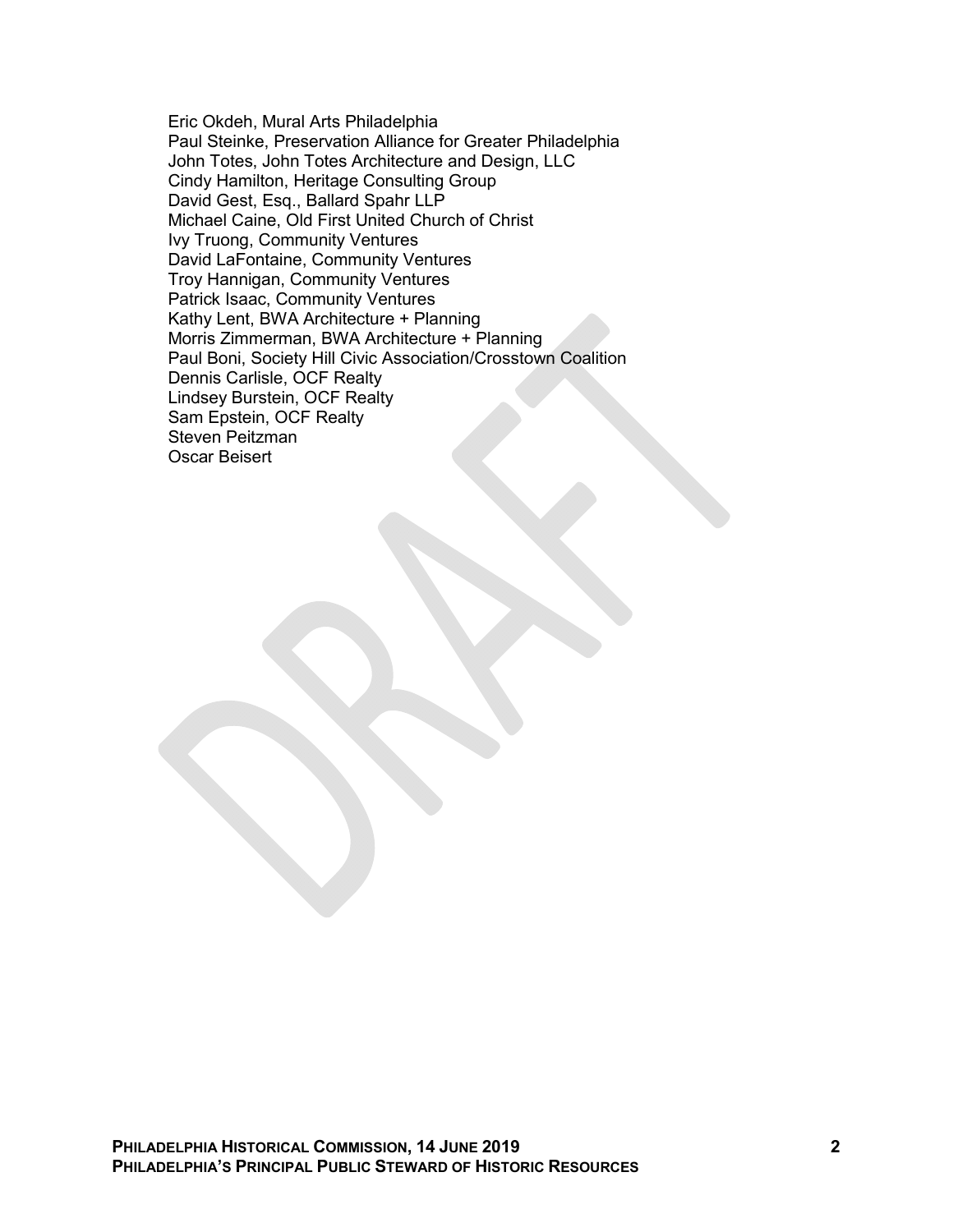Eric Okdeh, Mural Arts Philadelphia
Paul Steinke, Preservation Alliance for Greater Philadelphia
John Totes, John Totes Architecture and Design, LLC
Cindy Hamilton, Heritage Consulting Group
David Gest, Esq., Ballard Spahr LLP
Michael Caine, Old First United Church of Christ
Ivy Truong, Community Ventures
David LaFontaine, Community Ventures
Troy Hannigan, Community Ventures
Patrick Isaac, Community Ventures
Kathy Lent, BWA Architecture + Planning
Morris Zimmerman, BWA Architecture + Planning
Paul Boni, Society Hill Civic Association/Crosstown Coalition
Dennis Carlisle, OCF Realty
Lindsey Burstein, OCF Realty
Sam Epstein, OCF Realty
Steven Peitzman
Oscar Beisert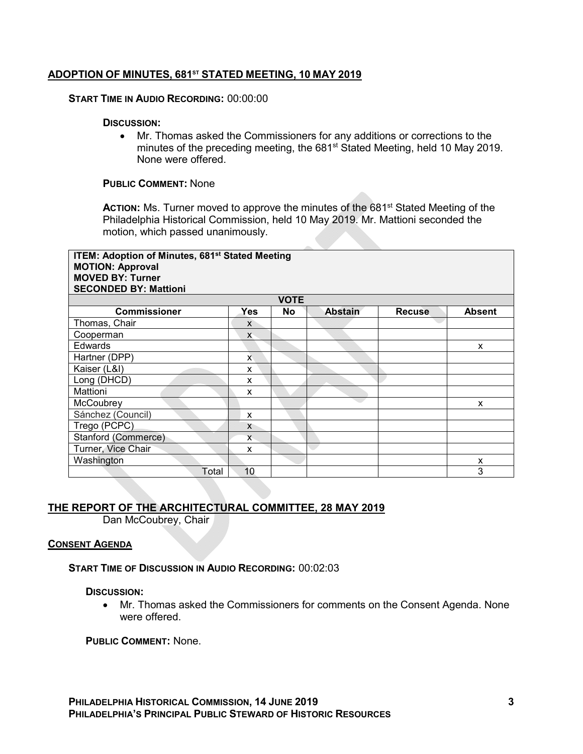## ADOPTION OF MINUTES, 681ST STATED MEETING, 10 MAY 2019

**START TIME IN AUDIO RECORDING:** 00:00:00

**DISCUSSION:**

- Mr. Thomas asked the Commissioners for any additions or corrections to the minutes of the preceding meeting, the 681st Stated Meeting, held 10 May 2019. None were offered.

**PUBLIC COMMENT:** None

**ACTION:** Ms. Turner moved to approve the minutes of the 681st Stated Meeting of the Philadelphia Historical Commission, held 10 May 2019. Mr. Mattioni seconded the motion, which passed unanimously.

| **ITEM: Adoption of Minutes, 681st Stated Meeting**<br>**MOTION: Approval**<br>**MOVED BY: Turner**<br>**SECONDED BY: Mattioni** | | | | | |
|---|---|---|---|---|---|
| **VOTE** | | | | | |
| **Commissioner** | **Yes** | **No** | **Abstain** | **Recuse** | **Absent** |
| Thomas, Chair | x | | | | |
| Cooperman | x | | | | |
| Edwards | | | | | x |
| Hartner (DPP) | x | | | | |
| Kaiser (L&I) | x | | | | |
| Long (DHCD) | x | | | | |
| Mattioni | x | | | | |
| McCoubrey | | | | | x |
| Sánchez (Council) | x | | | | |
| Trego (PCPC) | x | | | | |
| Stanford (Commerce) | x | | | | |
| Turner, Vice Chair | x | | | | |
| Washington | | | | | x |
| Total | 10 | | | | 3 |

## THE REPORT OF THE ARCHITECTURAL COMMITTEE, 28 MAY 2019

Dan McCoubrey, Chair

### CONSENT AGENDA

**START TIME OF DISCUSSION IN AUDIO RECORDING:** 00:02:03

**DISCUSSION:**

- Mr. Thomas asked the Commissioners for comments on the Consent Agenda. None were offered.

**PUBLIC COMMENT:** None.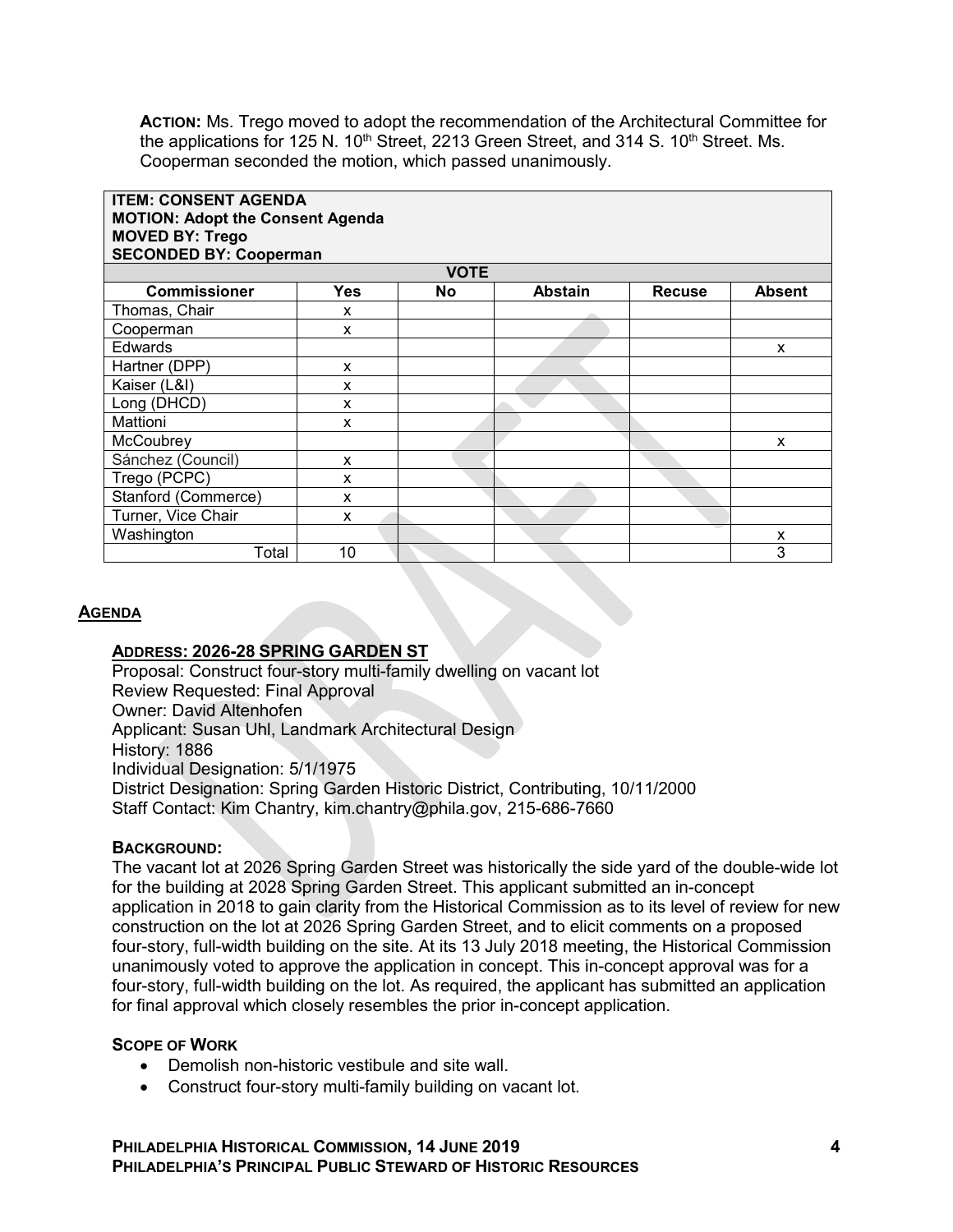**ACTION:** Ms. Trego moved to adopt the recommendation of the Architectural Committee for the applications for 125 N. 10th Street, 2213 Green Street, and 314 S. 10th Street. Ms. Cooperman seconded the motion, which passed unanimously.

| **ITEM: CONSENT AGENDA**<br>**MOTION: Adopt the Consent Agenda**<br>**MOVED BY: Trego**<br>**SECONDED BY: Cooperman** | | | | | |
|---|---|---|---|---|---|
| **VOTE** | | | | | |
| **Commissioner** | **Yes** | **No** | **Abstain** | **Recuse** | **Absent** |
| Thomas, Chair | x | | | | |
| Cooperman | x | | | | |
| Edwards | | | | | x |
| Hartner (DPP) | x | | | | |
| Kaiser (L&I) | x | | | | |
| Long (DHCD) | x | | | | |
| Mattioni | x | | | | |
| McCoubrey | | | | | x |
| Sánchez (Council) | x | | | | |
| Trego (PCPC) | x | | | | |
| Stanford (Commerce) | x | | | | |
| Turner, Vice Chair | x | | | | |
| Washington | | | | | x |
| Total | 10 | | | | 3 |

## AGENDA

### ADDRESS: 2026-28 SPRING GARDEN ST

Proposal: Construct four-story multi-family dwelling on vacant lot
Review Requested: Final Approval
Owner: David Altenhofen
Applicant: Susan Uhl, Landmark Architectural Design
History: 1886
Individual Designation: 5/1/1975
District Designation: Spring Garden Historic District, Contributing, 10/11/2000
Staff Contact: Kim Chantry, kim.chantry@phila.gov, 215-686-7660

**BACKGROUND:**
The vacant lot at 2026 Spring Garden Street was historically the side yard of the double-wide lot for the building at 2028 Spring Garden Street. This applicant submitted an in-concept application in 2018 to gain clarity from the Historical Commission as to its level of review for new construction on the lot at 2026 Spring Garden Street, and to elicit comments on a proposed four-story, full-width building on the site. At its 13 July 2018 meeting, the Historical Commission unanimously voted to approve the application in concept. This in-concept approval was for a four-story, full-width building on the lot. As required, the applicant has submitted an application for final approval which closely resembles the prior in-concept application.

**SCOPE OF WORK**

- Demolish non-historic vestibule and site wall.
- Construct four-story multi-family building on vacant lot.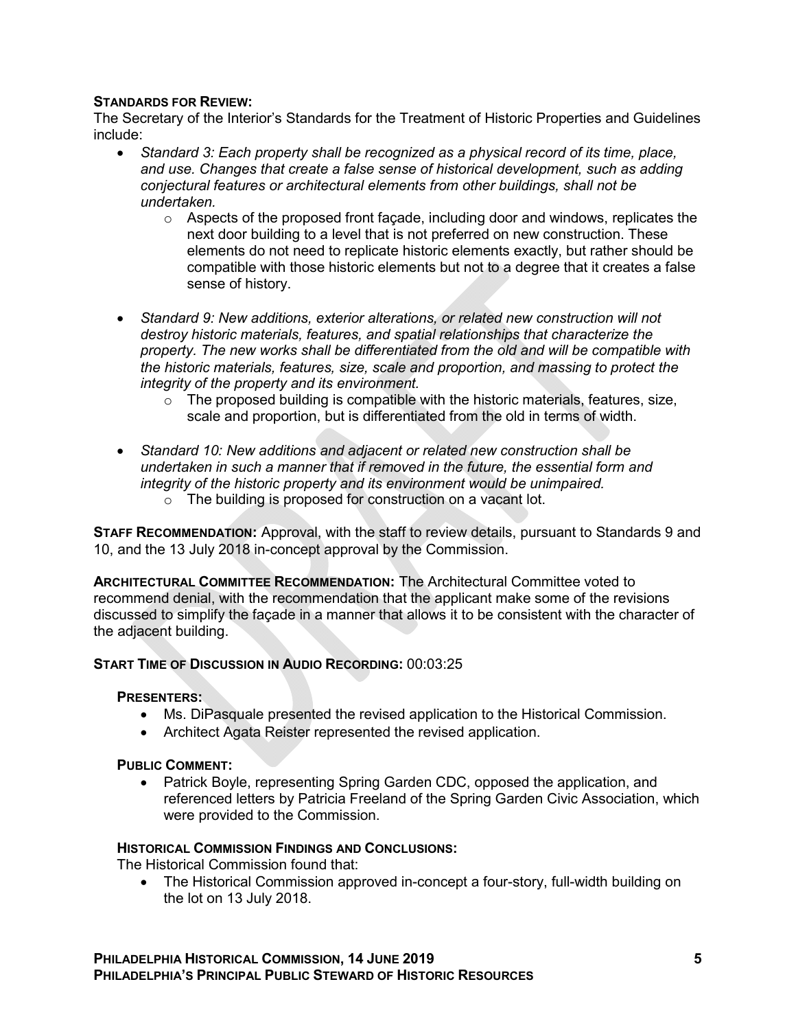**STANDARDS FOR REVIEW:**
The Secretary of the Interior's Standards for the Treatment of Historic Properties and Guidelines include:

- *Standard 3: Each property shall be recognized as a physical record of its time, place, and use. Changes that create a false sense of historical development, such as adding conjectural features or architectural elements from other buildings, shall not be undertaken.*
  - Aspects of the proposed front façade, including door and windows, replicates the next door building to a level that is not preferred on new construction. These elements do not need to replicate historic elements exactly, but rather should be compatible with those historic elements but not to a degree that it creates a false sense of history.

- *Standard 9: New additions, exterior alterations, or related new construction will not destroy historic materials, features, and spatial relationships that characterize the property. The new works shall be differentiated from the old and will be compatible with the historic materials, features, size, scale and proportion, and massing to protect the integrity of the property and its environment.*
  - The proposed building is compatible with the historic materials, features, size, scale and proportion, but is differentiated from the old in terms of width.

- *Standard 10: New additions and adjacent or related new construction shall be undertaken in such a manner that if removed in the future, the essential form and integrity of the historic property and its environment would be unimpaired.*
  - The building is proposed for construction on a vacant lot.

**STAFF RECOMMENDATION:** Approval, with the staff to review details, pursuant to Standards 9 and 10, and the 13 July 2018 in-concept approval by the Commission.

**ARCHITECTURAL COMMITTEE RECOMMENDATION:** The Architectural Committee voted to recommend denial, with the recommendation that the applicant make some of the revisions discussed to simplify the façade in a manner that allows it to be consistent with the character of the adjacent building.

**START TIME OF DISCUSSION IN AUDIO RECORDING:** 00:03:25

**PRESENTERS:**

- Ms. DiPasquale presented the revised application to the Historical Commission.
- Architect Agata Reister represented the revised application.

**PUBLIC COMMENT:**

- Patrick Boyle, representing Spring Garden CDC, opposed the application, and referenced letters by Patricia Freeland of the Spring Garden Civic Association, which were provided to the Commission.

**HISTORICAL COMMISSION FINDINGS AND CONCLUSIONS:**
The Historical Commission found that:

- The Historical Commission approved in-concept a four-story, full-width building on the lot on 13 July 2018.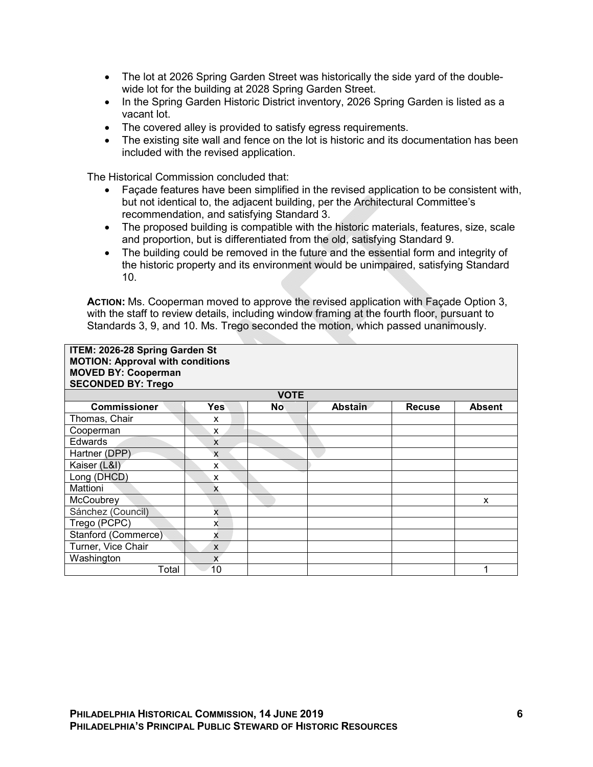- The lot at 2026 Spring Garden Street was historically the side yard of the double-wide lot for the building at 2028 Spring Garden Street.
- In the Spring Garden Historic District inventory, 2026 Spring Garden is listed as a vacant lot.
- The covered alley is provided to satisfy egress requirements.
- The existing site wall and fence on the lot is historic and its documentation has been included with the revised application.

The Historical Commission concluded that:

- Façade features have been simplified in the revised application to be consistent with, but not identical to, the adjacent building, per the Architectural Committee's recommendation, and satisfying Standard 3.
- The proposed building is compatible with the historic materials, features, size, scale and proportion, but is differentiated from the old, satisfying Standard 9.
- The building could be removed in the future and the essential form and integrity of the historic property and its environment would be unimpaired, satisfying Standard 10.

**ACTION:** Ms. Cooperman moved to approve the revised application with Façade Option 3, with the staff to review details, including window framing at the fourth floor, pursuant to Standards 3, 9, and 10. Ms. Trego seconded the motion, which passed unanimously.

| **ITEM: 2026-28 Spring Garden St**<br>**MOTION: Approval with conditions**<br>**MOVED BY: Cooperman**<br>**SECONDED BY: Trego** | | | | | |
|---|---|---|---|---|---|
| **VOTE** | | | | | |
| **Commissioner** | **Yes** | **No** | **Abstain** | **Recuse** | **Absent** |
| Thomas, Chair | x | | | | |
| Cooperman | x | | | | |
| Edwards | x | | | | |
| Hartner (DPP) | x | | | | |
| Kaiser (L&I) | x | | | | |
| Long (DHCD) | x | | | | |
| Mattioni | x | | | | |
| McCoubrey | | | | | x |
| Sánchez (Council) | x | | | | |
| Trego (PCPC) | x | | | | |
| Stanford (Commerce) | x | | | | |
| Turner, Vice Chair | x | | | | |
| Washington | x | | | | |
| Total | 10 | | | | 1 |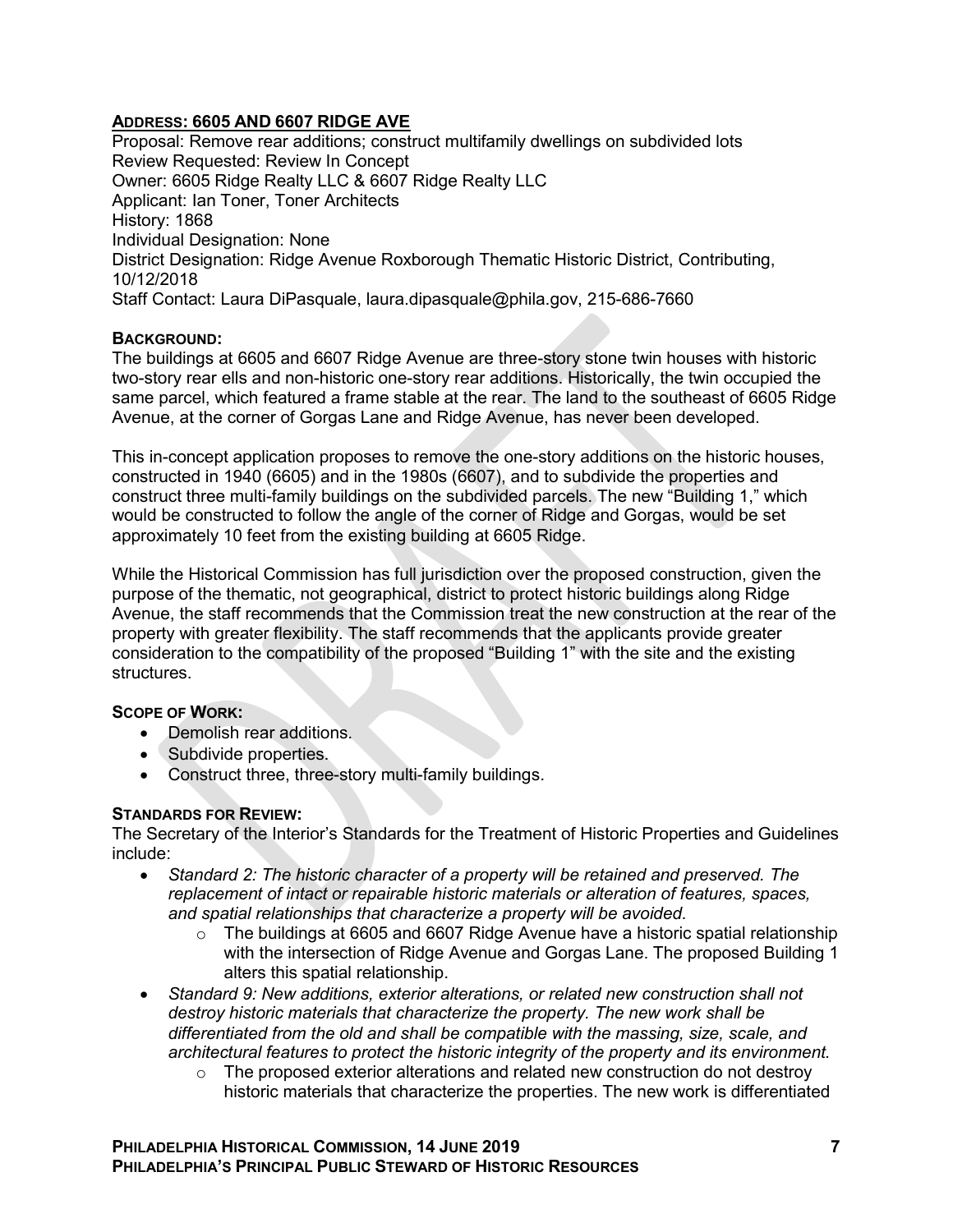## ADDRESS: 6605 AND 6607 RIDGE AVE

Proposal: Remove rear additions; construct multifamily dwellings on subdivided lots
Review Requested: Review In Concept
Owner: 6605 Ridge Realty LLC & 6607 Ridge Realty LLC
Applicant: Ian Toner, Toner Architects
History: 1868
Individual Designation: None
District Designation: Ridge Avenue Roxborough Thematic Historic District, Contributing, 10/12/2018
Staff Contact: Laura DiPasquale, laura.dipasquale@phila.gov, 215-686-7660

**BACKGROUND:**

The buildings at 6605 and 6607 Ridge Avenue are three-story stone twin houses with historic two-story rear ells and non-historic one-story rear additions. Historically, the twin occupied the same parcel, which featured a frame stable at the rear. The land to the southeast of 6605 Ridge Avenue, at the corner of Gorgas Lane and Ridge Avenue, has never been developed.

This in-concept application proposes to remove the one-story additions on the historic houses, constructed in 1940 (6605) and in the 1980s (6607), and to subdivide the properties and construct three multi-family buildings on the subdivided parcels. The new "Building 1," which would be constructed to follow the angle of the corner of Ridge and Gorgas, would be set approximately 10 feet from the existing building at 6605 Ridge.

While the Historical Commission has full jurisdiction over the proposed construction, given the purpose of the thematic, not geographical, district to protect historic buildings along Ridge Avenue, the staff recommends that the Commission treat the new construction at the rear of the property with greater flexibility. The staff recommends that the applicants provide greater consideration to the compatibility of the proposed "Building 1" with the site and the existing structures.

**SCOPE OF WORK:**

- Demolish rear additions.
- Subdivide properties.
- Construct three, three-story multi-family buildings.

**STANDARDS FOR REVIEW:**

The Secretary of the Interior's Standards for the Treatment of Historic Properties and Guidelines include:

- *Standard 2: The historic character of a property will be retained and preserved. The replacement of intact or repairable historic materials or alteration of features, spaces, and spatial relationships that characterize a property will be avoided.*
  - The buildings at 6605 and 6607 Ridge Avenue have a historic spatial relationship with the intersection of Ridge Avenue and Gorgas Lane. The proposed Building 1 alters this spatial relationship.
- *Standard 9: New additions, exterior alterations, or related new construction shall not destroy historic materials that characterize the property. The new work shall be differentiated from the old and shall be compatible with the massing, size, scale, and architectural features to protect the historic integrity of the property and its environment.*
  - The proposed exterior alterations and related new construction do not destroy historic materials that characterize the properties. The new work is differentiated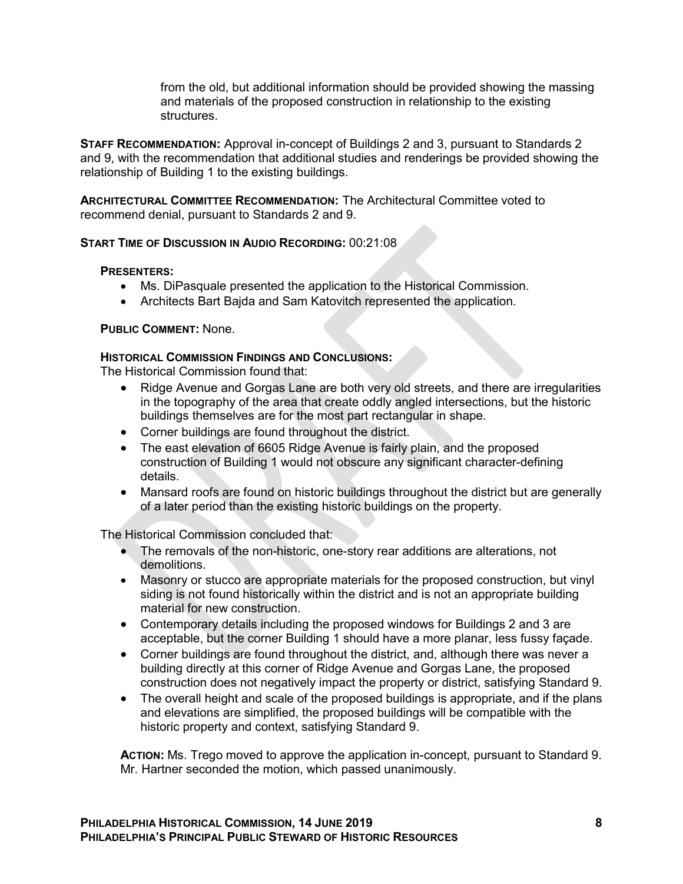from the old, but additional information should be provided showing the massing and materials of the proposed construction in relationship to the existing structures.

**STAFF RECOMMENDATION:** Approval in-concept of Buildings 2 and 3, pursuant to Standards 2 and 9, with the recommendation that additional studies and renderings be provided showing the relationship of Building 1 to the existing buildings.

**ARCHITECTURAL COMMITTEE RECOMMENDATION:** The Architectural Committee voted to recommend denial, pursuant to Standards 2 and 9.

**START TIME OF DISCUSSION IN AUDIO RECORDING:** 00:21:08

**PRESENTERS:**

- Ms. DiPasquale presented the application to the Historical Commission.
- Architects Bart Bajda and Sam Katovitch represented the application.

**PUBLIC COMMENT:** None.

**HISTORICAL COMMISSION FINDINGS AND CONCLUSIONS:**

The Historical Commission found that:

- Ridge Avenue and Gorgas Lane are both very old streets, and there are irregularities in the topography of the area that create oddly angled intersections, but the historic buildings themselves are for the most part rectangular in shape.
- Corner buildings are found throughout the district.
- The east elevation of 6605 Ridge Avenue is fairly plain, and the proposed construction of Building 1 would not obscure any significant character-defining details.
- Mansard roofs are found on historic buildings throughout the district but are generally of a later period than the existing historic buildings on the property.

The Historical Commission concluded that:

- The removals of the non-historic, one-story rear additions are alterations, not demolitions.
- Masonry or stucco are appropriate materials for the proposed construction, but vinyl siding is not found historically within the district and is not an appropriate building material for new construction.
- Contemporary details including the proposed windows for Buildings 2 and 3 are acceptable, but the corner Building 1 should have a more planar, less fussy façade.
- Corner buildings are found throughout the district, and, although there was never a building directly at this corner of Ridge Avenue and Gorgas Lane, the proposed construction does not negatively impact the property or district, satisfying Standard 9.
- The overall height and scale of the proposed buildings is appropriate, and if the plans and elevations are simplified, the proposed buildings will be compatible with the historic property and context, satisfying Standard 9.

**ACTION:** Ms. Trego moved to approve the application in-concept, pursuant to Standard 9. Mr. Hartner seconded the motion, which passed unanimously.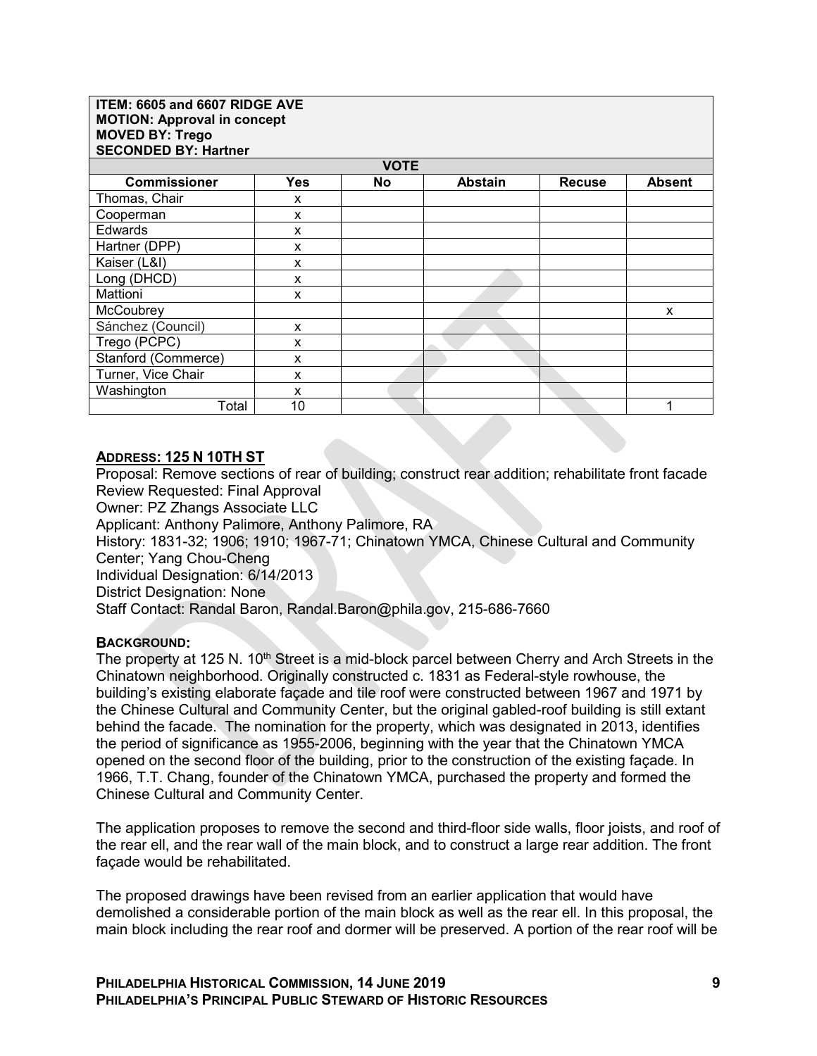| ITEM: 6605 and 6607 RIDGE AVE<br>MOTION: Approval in concept<br>MOVED BY: Trego<br>SECONDED BY: Hartner | | | | | |
|---|---|---|---|---|---|
| | | VOTE | | | |
| **Commissioner** | **Yes** | **No** | **Abstain** | **Recuse** | **Absent** |
| Thomas, Chair | x | | | | |
| Cooperman | x | | | | |
| Edwards | x | | | | |
| Hartner (DPP) | x | | | | |
| Kaiser (L&I) | x | | | | |
| Long (DHCD) | x | | | | |
| Mattioni | x | | | | |
| McCoubrey | | | | | x |
| Sánchez (Council) | x | | | | |
| Trego (PCPC) | x | | | | |
| Stanford (Commerce) | x | | | | |
| Turner, Vice Chair | x | | | | |
| Washington | x | | | | |
| Total | 10 | | | | 1 |

**ADDRESS: 125 N 10TH ST**

Proposal: Remove sections of rear of building; construct rear addition; rehabilitate front facade
Review Requested: Final Approval
Owner: PZ Zhangs Associate LLC
Applicant: Anthony Palimore, Anthony Palimore, RA
History: 1831-32; 1906; 1910; 1967-71; Chinatown YMCA, Chinese Cultural and Community Center; Yang Chou-Cheng
Individual Designation: 6/14/2013
District Designation: None
Staff Contact: Randal Baron, Randal.Baron@phila.gov, 215-686-7660

**BACKGROUND:**

The property at 125 N. 10th Street is a mid-block parcel between Cherry and Arch Streets in the Chinatown neighborhood. Originally constructed c. 1831 as Federal-style rowhouse, the building's existing elaborate façade and tile roof were constructed between 1967 and 1971 by the Chinese Cultural and Community Center, but the original gabled-roof building is still extant behind the facade. The nomination for the property, which was designated in 2013, identifies the period of significance as 1955-2006, beginning with the year that the Chinatown YMCA opened on the second floor of the building, prior to the construction of the existing façade. In 1966, T.T. Chang, founder of the Chinatown YMCA, purchased the property and formed the Chinese Cultural and Community Center.

The application proposes to remove the second and third-floor side walls, floor joists, and roof of the rear ell, and the rear wall of the main block, and to construct a large rear addition. The front façade would be rehabilitated.

The proposed drawings have been revised from an earlier application that would have demolished a considerable portion of the main block as well as the rear ell. In this proposal, the main block including the rear roof and dormer will be preserved. A portion of the rear roof will be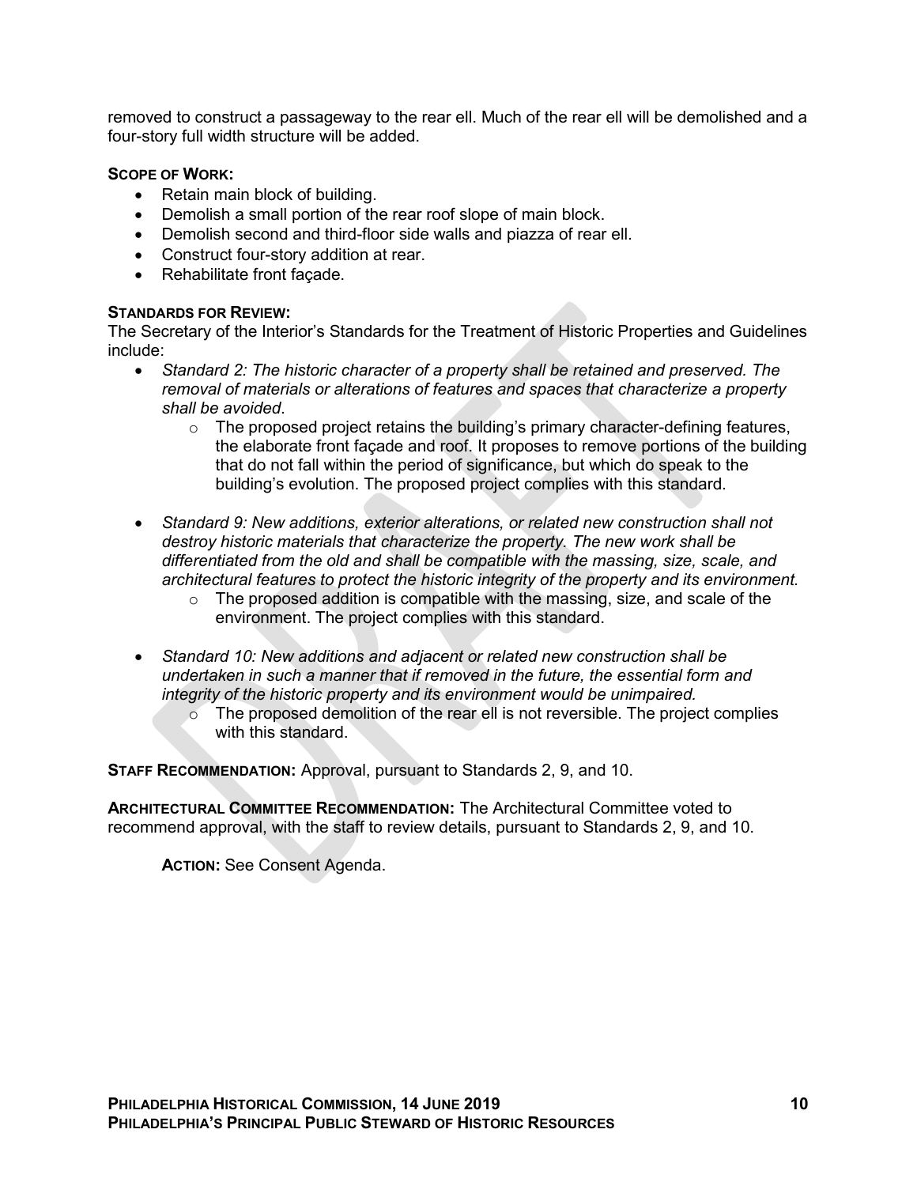removed to construct a passageway to the rear ell. Much of the rear ell will be demolished and a four-story full width structure will be added.

**SCOPE OF WORK:**

- Retain main block of building.
- Demolish a small portion of the rear roof slope of main block.
- Demolish second and third-floor side walls and piazza of rear ell.
- Construct four-story addition at rear.
- Rehabilitate front façade.

**STANDARDS FOR REVIEW:**

The Secretary of the Interior's Standards for the Treatment of Historic Properties and Guidelines include:

- *Standard 2: The historic character of a property shall be retained and preserved. The removal of materials or alterations of features and spaces that characterize a property shall be avoided*.
  - The proposed project retains the building's primary character-defining features, the elaborate front façade and roof. It proposes to remove portions of the building that do not fall within the period of significance, but which do speak to the building's evolution. The proposed project complies with this standard.
- *Standard 9: New additions, exterior alterations, or related new construction shall not destroy historic materials that characterize the property. The new work shall be differentiated from the old and shall be compatible with the massing, size, scale, and architectural features to protect the historic integrity of the property and its environment.*
  - The proposed addition is compatible with the massing, size, and scale of the environment. The project complies with this standard.
- *Standard 10: New additions and adjacent or related new construction shall be undertaken in such a manner that if removed in the future, the essential form and integrity of the historic property and its environment would be unimpaired.*
  - The proposed demolition of the rear ell is not reversible. The project complies with this standard.

**STAFF RECOMMENDATION:** Approval, pursuant to Standards 2, 9, and 10.

**ARCHITECTURAL COMMITTEE RECOMMENDATION:** The Architectural Committee voted to recommend approval, with the staff to review details, pursuant to Standards 2, 9, and 10.

**ACTION:** See Consent Agenda.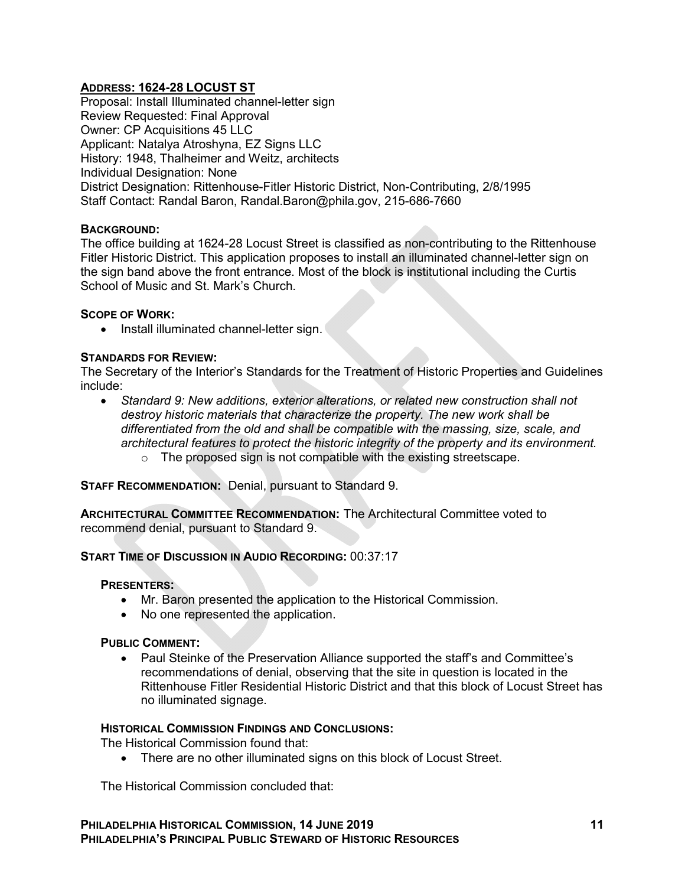## ADDRESS: 1624-28 LOCUST ST

Proposal: Install Illuminated channel-letter sign
Review Requested: Final Approval
Owner: CP Acquisitions 45 LLC
Applicant: Natalya Atroshyna, EZ Signs LLC
History: 1948, Thalheimer and Weitz, architects
Individual Designation: None
District Designation: Rittenhouse-Fitler Historic District, Non-Contributing, 2/8/1995
Staff Contact: Randal Baron, Randal.Baron@phila.gov, 215-686-7660

**BACKGROUND:**
The office building at 1624-28 Locust Street is classified as non-contributing to the Rittenhouse Fitler Historic District. This application proposes to install an illuminated channel-letter sign on the sign band above the front entrance. Most of the block is institutional including the Curtis School of Music and St. Mark's Church.

**SCOPE OF WORK:**

- Install illuminated channel-letter sign.

**STANDARDS FOR REVIEW:**
The Secretary of the Interior's Standards for the Treatment of Historic Properties and Guidelines include:

- *Standard 9: New additions, exterior alterations, or related new construction shall not destroy historic materials that characterize the property. The new work shall be differentiated from the old and shall be compatible with the massing, size, scale, and architectural features to protect the historic integrity of the property and its environment.*
  - The proposed sign is not compatible with the existing streetscape.

**STAFF RECOMMENDATION:** Denial, pursuant to Standard 9.

**ARCHITECTURAL COMMITTEE RECOMMENDATION:** The Architectural Committee voted to recommend denial, pursuant to Standard 9.

**START TIME OF DISCUSSION IN AUDIO RECORDING:** 00:37:17

**PRESENTERS:**

- Mr. Baron presented the application to the Historical Commission.
- No one represented the application.

**PUBLIC COMMENT:**

- Paul Steinke of the Preservation Alliance supported the staff's and Committee's recommendations of denial, observing that the site in question is located in the Rittenhouse Fitler Residential Historic District and that this block of Locust Street has no illuminated signage.

**HISTORICAL COMMISSION FINDINGS AND CONCLUSIONS:**
The Historical Commission found that:

- There are no other illuminated signs on this block of Locust Street.

The Historical Commission concluded that: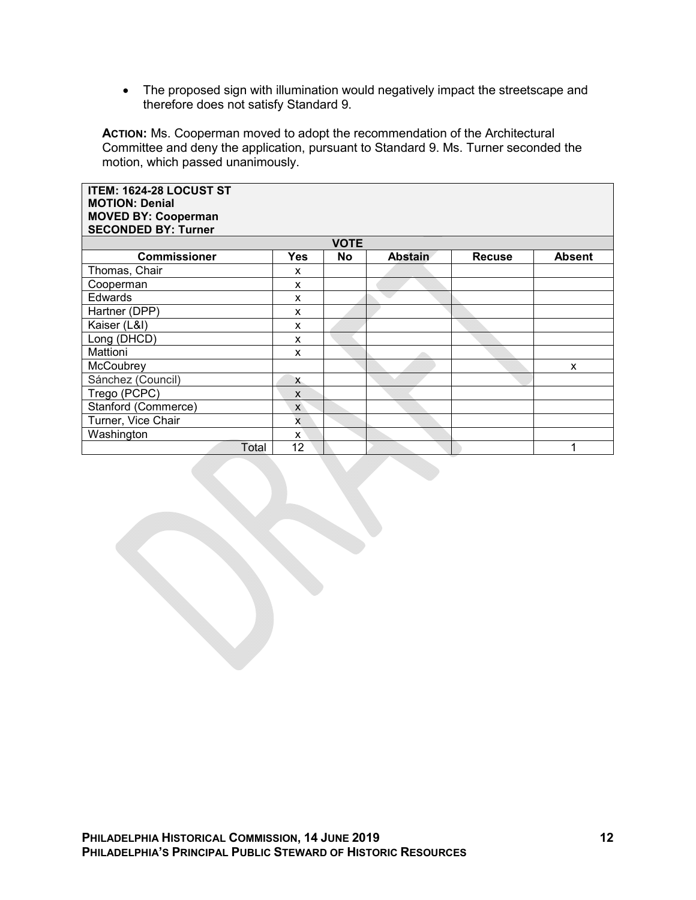- The proposed sign with illumination would negatively impact the streetscape and therefore does not satisfy Standard 9.

**ACTION:** Ms. Cooperman moved to adopt the recommendation of the Architectural Committee and deny the application, pursuant to Standard 9. Ms. Turner seconded the motion, which passed unanimously.

| ITEM: 1624-28 LOCUST ST<br>MOTION: Denial<br>MOVED BY: Cooperman<br>SECONDED BY: Turner | | | | | |
|---|---|---|---|---|---|
| **VOTE** | | | | | |
| **Commissioner** | **Yes** | **No** | **Abstain** | **Recuse** | **Absent** |
| Thomas, Chair | x | | | | |
| Cooperman | x | | | | |
| Edwards | x | | | | |
| Hartner (DPP) | x | | | | |
| Kaiser (L&I) | x | | | | |
| Long (DHCD) | x | | | | |
| Mattioni | x | | | | |
| McCoubrey | | | | | x |
| Sánchez (Council) | x | | | | |
| Trego (PCPC) | x | | | | |
| Stanford (Commerce) | x | | | | |
| Turner, Vice Chair | x | | | | |
| Washington | x | | | | |
| Total | 12 | | | | 1 |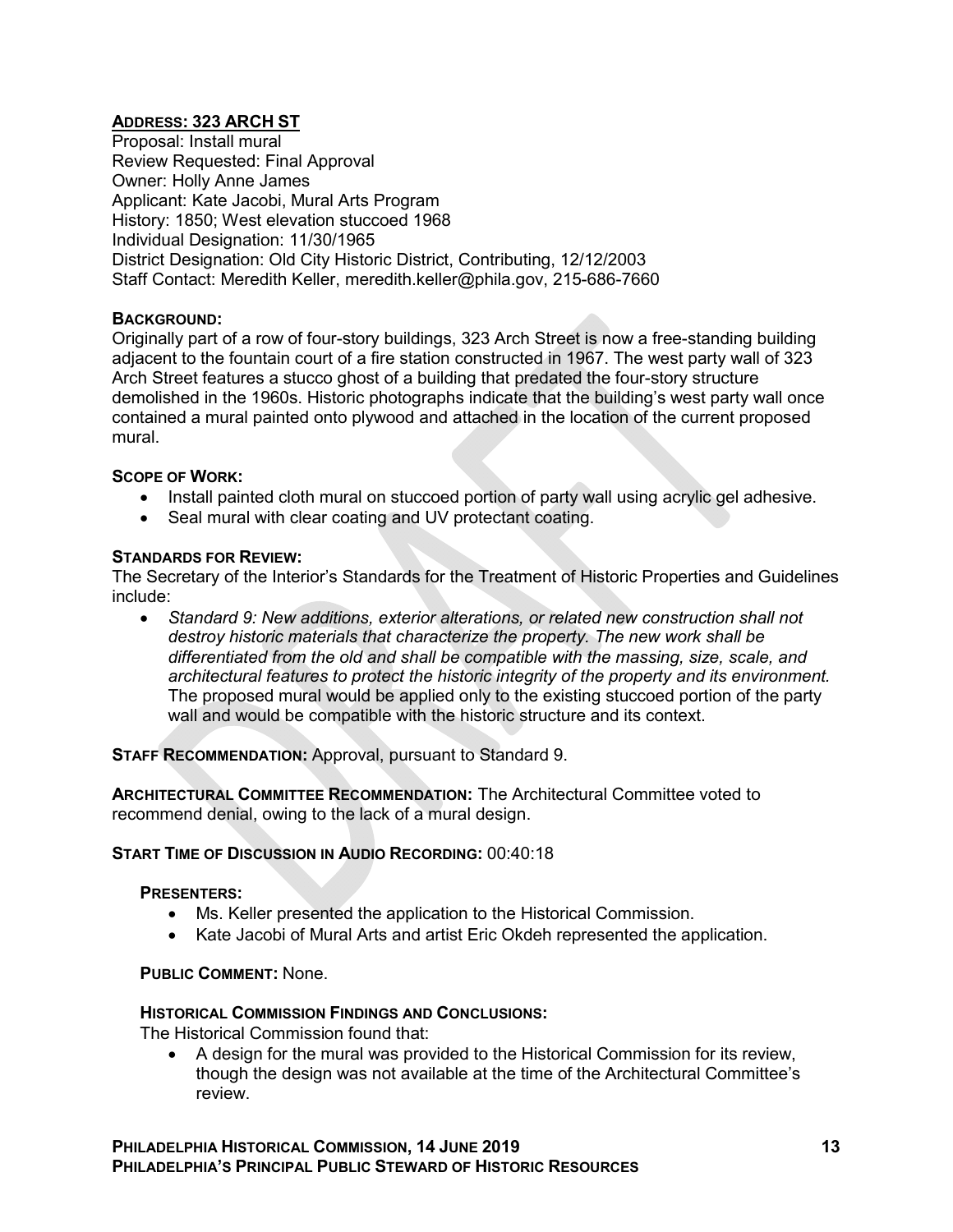**ADDRESS: 323 ARCH ST**

Proposal: Install mural
Review Requested: Final Approval
Owner: Holly Anne James
Applicant: Kate Jacobi, Mural Arts Program
History: 1850; West elevation stuccoed 1968
Individual Designation: 11/30/1965
District Designation: Old City Historic District, Contributing, 12/12/2003
Staff Contact: Meredith Keller, meredith.keller@phila.gov, 215-686-7660

**BACKGROUND:**

Originally part of a row of four-story buildings, 323 Arch Street is now a free-standing building adjacent to the fountain court of a fire station constructed in 1967. The west party wall of 323 Arch Street features a stucco ghost of a building that predated the four-story structure demolished in the 1960s. Historic photographs indicate that the building's west party wall once contained a mural painted onto plywood and attached in the location of the current proposed mural.

**SCOPE OF WORK:**

- Install painted cloth mural on stuccoed portion of party wall using acrylic gel adhesive.
- Seal mural with clear coating and UV protectant coating.

**STANDARDS FOR REVIEW:**

The Secretary of the Interior's Standards for the Treatment of Historic Properties and Guidelines include:

- *Standard 9: New additions, exterior alterations, or related new construction shall not destroy historic materials that characterize the property. The new work shall be differentiated from the old and shall be compatible with the massing, size, scale, and architectural features to protect the historic integrity of the property and its environment.* The proposed mural would be applied only to the existing stuccoed portion of the party wall and would be compatible with the historic structure and its context.

**STAFF RECOMMENDATION:** Approval, pursuant to Standard 9.

**ARCHITECTURAL COMMITTEE RECOMMENDATION:** The Architectural Committee voted to recommend denial, owing to the lack of a mural design.

**START TIME OF DISCUSSION IN AUDIO RECORDING:** 00:40:18

**PRESENTERS:**

- Ms. Keller presented the application to the Historical Commission.
- Kate Jacobi of Mural Arts and artist Eric Okdeh represented the application.

**PUBLIC COMMENT:** None.

**HISTORICAL COMMISSION FINDINGS AND CONCLUSIONS:**

The Historical Commission found that:

- A design for the mural was provided to the Historical Commission for its review, though the design was not available at the time of the Architectural Committee's review.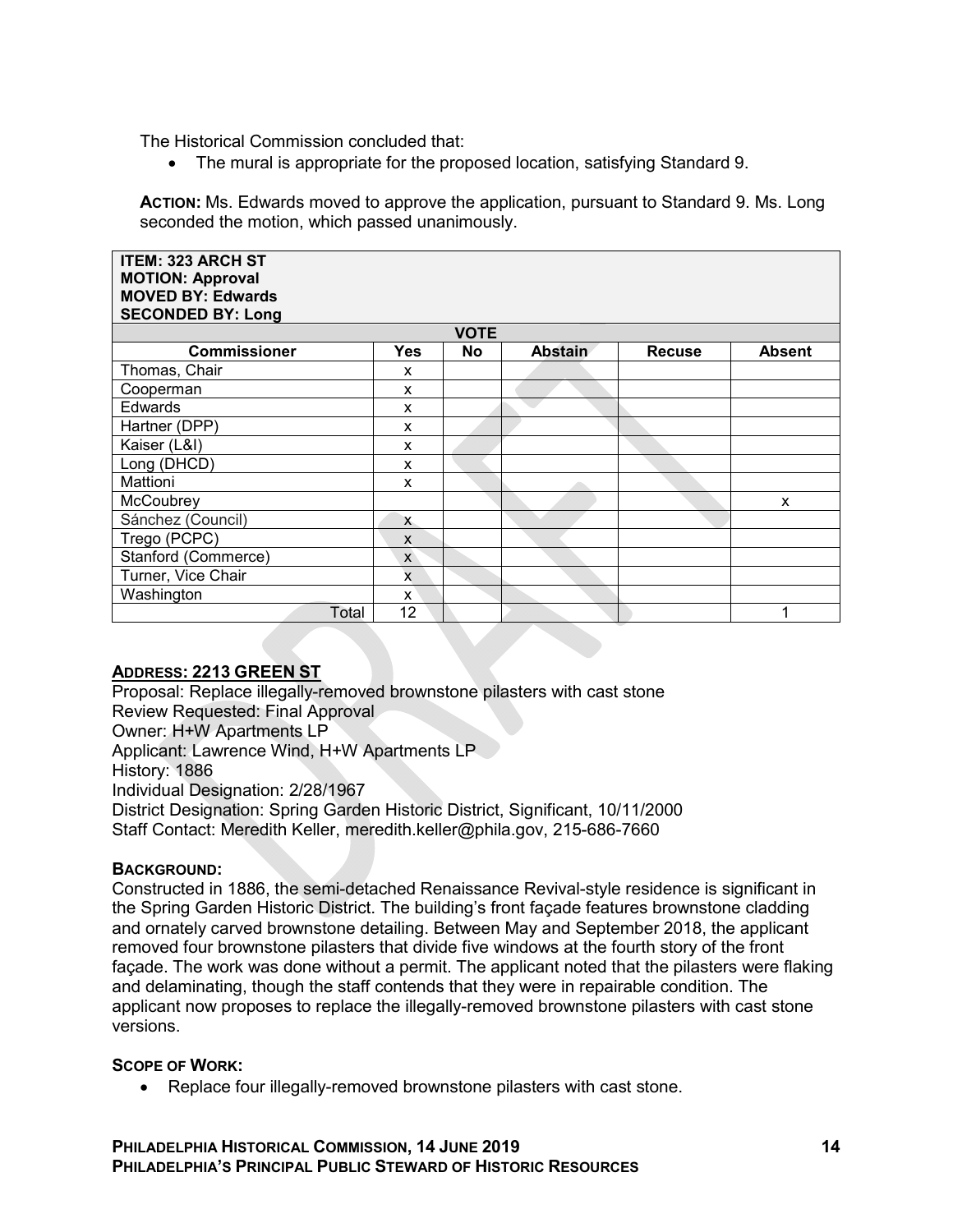The Historical Commission concluded that:

- The mural is appropriate for the proposed location, satisfying Standard 9.

**ACTION:** Ms. Edwards moved to approve the application, pursuant to Standard 9. Ms. Long seconded the motion, which passed unanimously.

| ITEM: 323 ARCH ST<br>MOTION: Approval<br>MOVED BY: Edwards<br>SECONDED BY: Long | | | | | |
|---|---|---|---|---|---|
| | | VOTE | | | |
| **Commissioner** | **Yes** | **No** | **Abstain** | **Recuse** | **Absent** |
| Thomas, Chair | x | | | | |
| Cooperman | x | | | | |
| Edwards | x | | | | |
| Hartner (DPP) | x | | | | |
| Kaiser (L&I) | x | | | | |
| Long (DHCD) | x | | | | |
| Mattioni | x | | | | |
| McCoubrey | | | | | x |
| Sánchez (Council) | x | | | | |
| Trego (PCPC) | x | | | | |
| Stanford (Commerce) | x | | | | |
| Turner, Vice Chair | x | | | | |
| Washington | x | | | | |
| Total | 12 | | | | 1 |

**ADDRESS: 2213 GREEN ST**

Proposal: Replace illegally-removed brownstone pilasters with cast stone
Review Requested: Final Approval
Owner: H+W Apartments LP
Applicant: Lawrence Wind, H+W Apartments LP
History: 1886
Individual Designation: 2/28/1967
District Designation: Spring Garden Historic District, Significant, 10/11/2000
Staff Contact: Meredith Keller, meredith.keller@phila.gov, 215-686-7660

**BACKGROUND:**

Constructed in 1886, the semi-detached Renaissance Revival-style residence is significant in the Spring Garden Historic District. The building's front façade features brownstone cladding and ornately carved brownstone detailing. Between May and September 2018, the applicant removed four brownstone pilasters that divide five windows at the fourth story of the front façade. The work was done without a permit. The applicant noted that the pilasters were flaking and delaminating, though the staff contends that they were in repairable condition. The applicant now proposes to replace the illegally-removed brownstone pilasters with cast stone versions.

**SCOPE OF WORK:**

- Replace four illegally-removed brownstone pilasters with cast stone.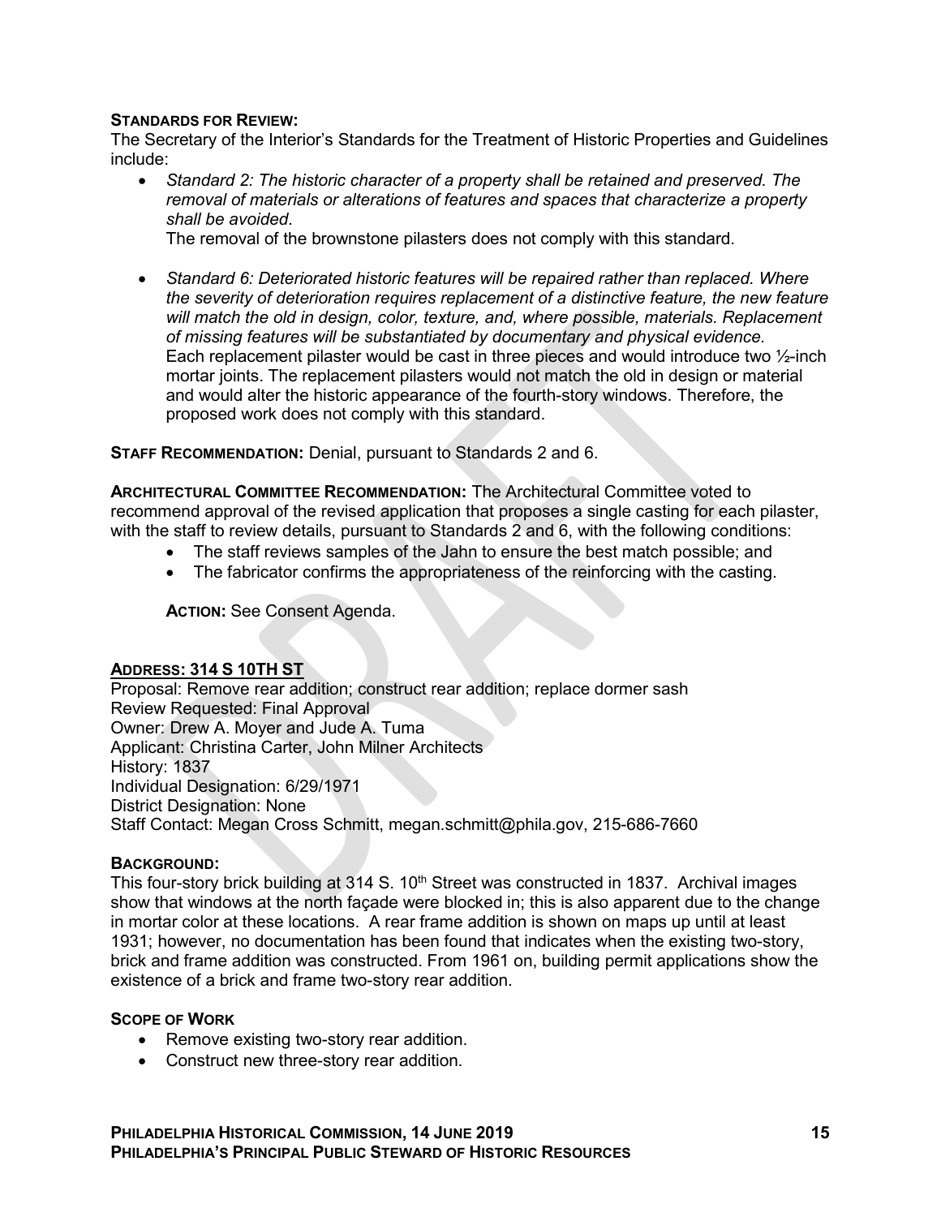**STANDARDS FOR REVIEW:**

The Secretary of the Interior's Standards for the Treatment of Historic Properties and Guidelines include:

- *Standard 2: The historic character of a property shall be retained and preserved. The removal of materials or alterations of features and spaces that characterize a property shall be avoided*.
  The removal of the brownstone pilasters does not comply with this standard.

- *Standard 6: Deteriorated historic features will be repaired rather than replaced. Where the severity of deterioration requires replacement of a distinctive feature, the new feature will match the old in design, color, texture, and, where possible, materials. Replacement of missing features will be substantiated by documentary and physical evidence.*
  Each replacement pilaster would be cast in three pieces and would introduce two ½-inch mortar joints. The replacement pilasters would not match the old in design or material and would alter the historic appearance of the fourth-story windows. Therefore, the proposed work does not comply with this standard.

**STAFF RECOMMENDATION:** Denial, pursuant to Standards 2 and 6.

**ARCHITECTURAL COMMITTEE RECOMMENDATION:** The Architectural Committee voted to recommend approval of the revised application that proposes a single casting for each pilaster, with the staff to review details, pursuant to Standards 2 and 6, with the following conditions:

- The staff reviews samples of the Jahn to ensure the best match possible; and
- The fabricator confirms the appropriateness of the reinforcing with the casting.

**ACTION:** See Consent Agenda.

**ADDRESS: 314 S 10TH ST**

Proposal: Remove rear addition; construct rear addition; replace dormer sash
Review Requested: Final Approval
Owner: Drew A. Moyer and Jude A. Tuma
Applicant: Christina Carter, John Milner Architects
History: 1837
Individual Designation: 6/29/1971
District Designation: None
Staff Contact: Megan Cross Schmitt, megan.schmitt@phila.gov, 215-686-7660

**BACKGROUND:**

This four-story brick building at 314 S. 10th Street was constructed in 1837. Archival images show that windows at the north façade were blocked in; this is also apparent due to the change in mortar color at these locations. A rear frame addition is shown on maps up until at least 1931; however, no documentation has been found that indicates when the existing two-story, brick and frame addition was constructed. From 1961 on, building permit applications show the existence of a brick and frame two-story rear addition.

**SCOPE OF WORK**

- Remove existing two-story rear addition.
- Construct new three-story rear addition.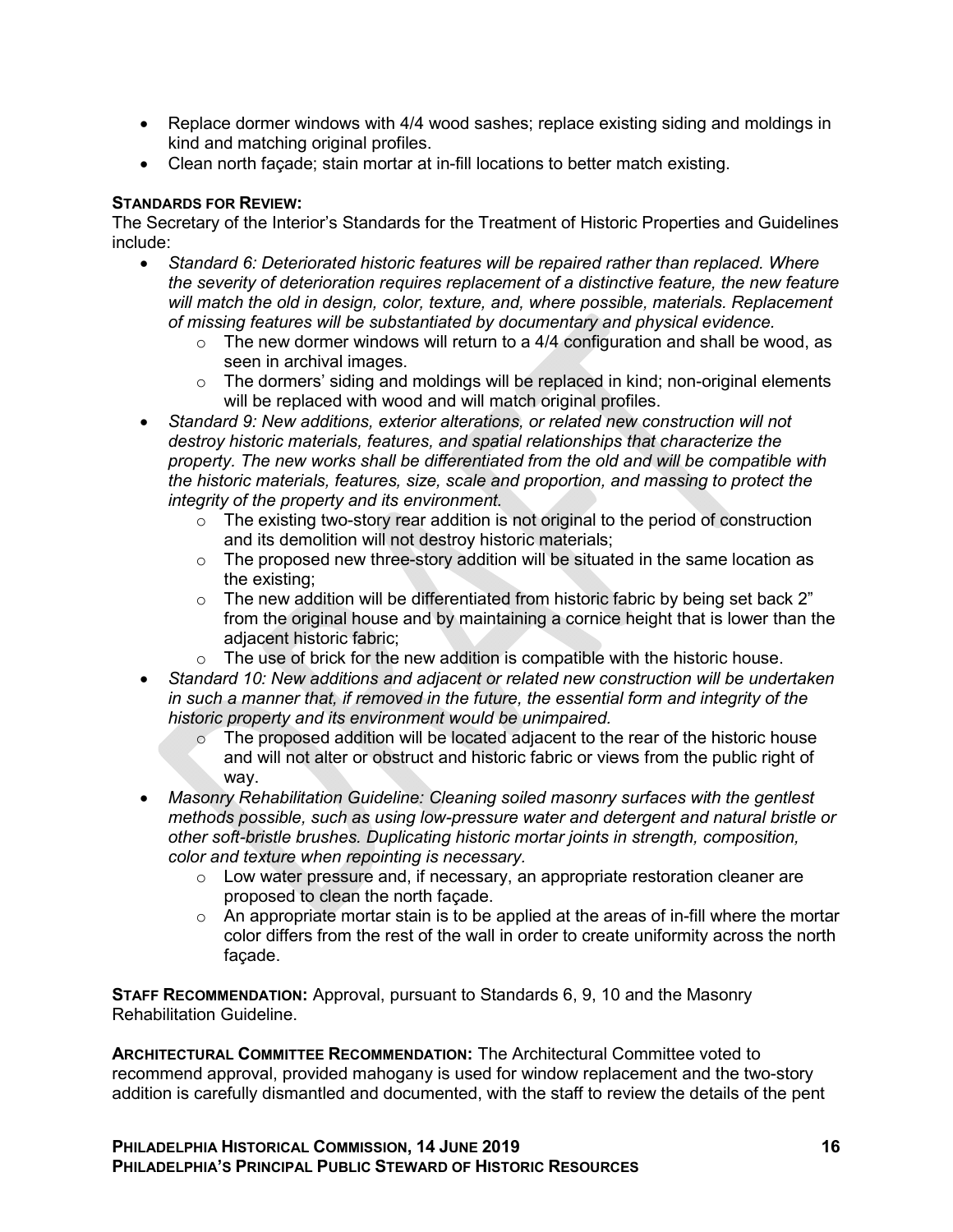- Replace dormer windows with 4/4 wood sashes; replace existing siding and moldings in kind and matching original profiles.
- Clean north façade; stain mortar at in-fill locations to better match existing.

**STANDARDS FOR REVIEW:**
The Secretary of the Interior's Standards for the Treatment of Historic Properties and Guidelines include:

- *Standard 6: Deteriorated historic features will be repaired rather than replaced. Where the severity of deterioration requires replacement of a distinctive feature, the new feature will match the old in design, color, texture, and, where possible, materials. Replacement of missing features will be substantiated by documentary and physical evidence.*
    - The new dormer windows will return to a 4/4 configuration and shall be wood, as seen in archival images.
    - The dormers' siding and moldings will be replaced in kind; non-original elements will be replaced with wood and will match original profiles.
- *Standard 9: New additions, exterior alterations, or related new construction will not destroy historic materials, features, and spatial relationships that characterize the property. The new works shall be differentiated from the old and will be compatible with the historic materials, features, size, scale and proportion, and massing to protect the integrity of the property and its environment.*
    - The existing two-story rear addition is not original to the period of construction and its demolition will not destroy historic materials;
    - The proposed new three-story addition will be situated in the same location as the existing;
    - The new addition will be differentiated from historic fabric by being set back 2" from the original house and by maintaining a cornice height that is lower than the adjacent historic fabric;
    - The use of brick for the new addition is compatible with the historic house.
- *Standard 10: New additions and adjacent or related new construction will be undertaken in such a manner that, if removed in the future, the essential form and integrity of the historic property and its environment would be unimpaired.*
    - The proposed addition will be located adjacent to the rear of the historic house and will not alter or obstruct and historic fabric or views from the public right of way.
- *Masonry Rehabilitation Guideline: Cleaning soiled masonry surfaces with the gentlest methods possible, such as using low-pressure water and detergent and natural bristle or other soft-bristle brushes. Duplicating historic mortar joints in strength, composition, color and texture when repointing is necessary.*
    - Low water pressure and, if necessary, an appropriate restoration cleaner are proposed to clean the north façade.
    - An appropriate mortar stain is to be applied at the areas of in-fill where the mortar color differs from the rest of the wall in order to create uniformity across the north façade.

**STAFF RECOMMENDATION:** Approval, pursuant to Standards 6, 9, 10 and the Masonry Rehabilitation Guideline.

**ARCHITECTURAL COMMITTEE RECOMMENDATION:** The Architectural Committee voted to recommend approval, provided mahogany is used for window replacement and the two-story addition is carefully dismantled and documented, with the staff to review the details of the pent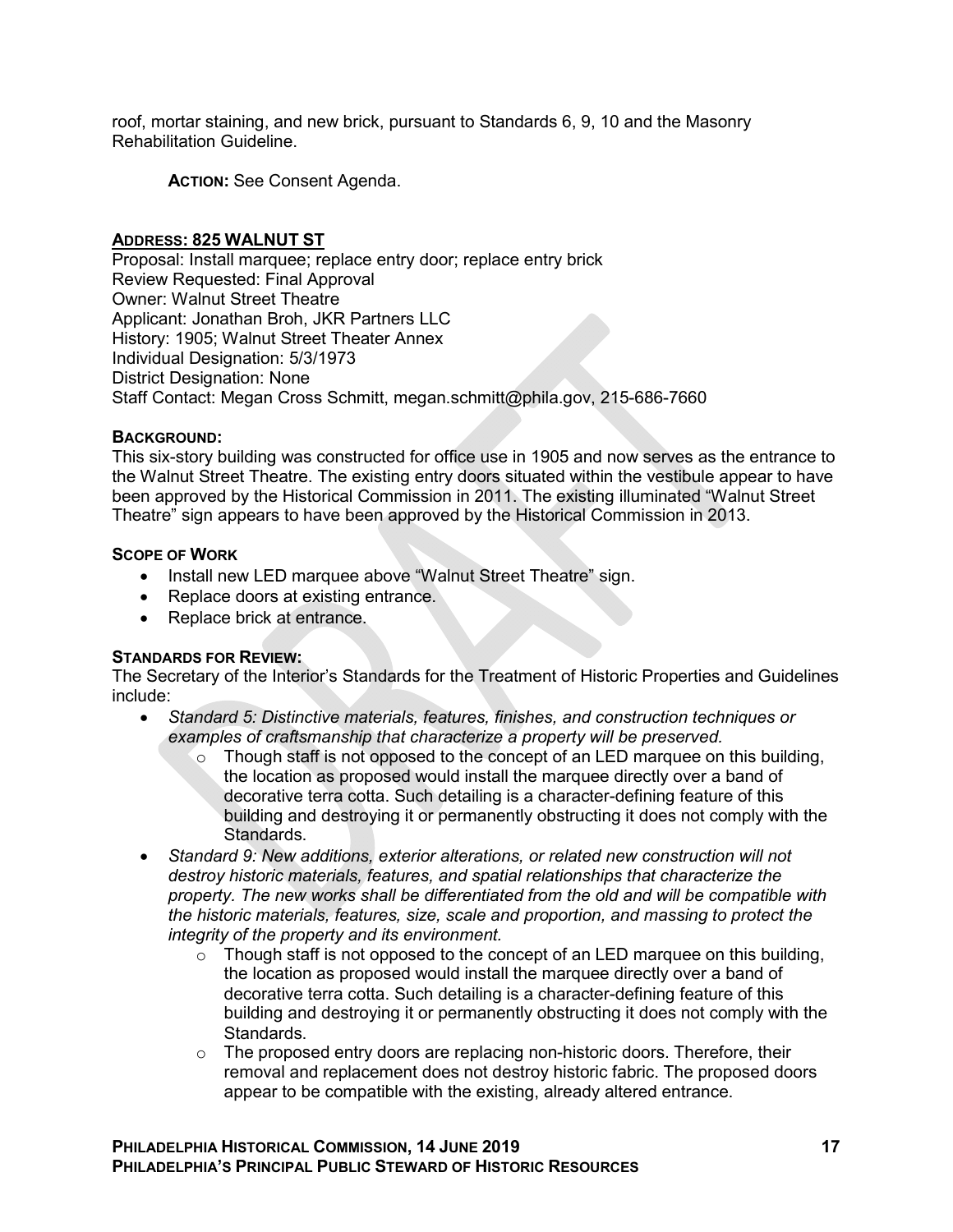roof, mortar staining, and new brick, pursuant to Standards 6, 9, 10 and the Masonry Rehabilitation Guideline.

**ACTION:** See Consent Agenda.

## ADDRESS: 825 WALNUT ST

Proposal: Install marquee; replace entry door; replace entry brick
Review Requested: Final Approval
Owner: Walnut Street Theatre
Applicant: Jonathan Broh, JKR Partners LLC
History: 1905; Walnut Street Theater Annex
Individual Designation: 5/3/1973
District Designation: None
Staff Contact: Megan Cross Schmitt, megan.schmitt@phila.gov, 215-686-7660

**BACKGROUND:**

This six-story building was constructed for office use in 1905 and now serves as the entrance to the Walnut Street Theatre. The existing entry doors situated within the vestibule appear to have been approved by the Historical Commission in 2011. The existing illuminated "Walnut Street Theatre" sign appears to have been approved by the Historical Commission in 2013.

**SCOPE OF WORK**

- Install new LED marquee above "Walnut Street Theatre" sign.
- Replace doors at existing entrance.
- Replace brick at entrance.

**STANDARDS FOR REVIEW:**

The Secretary of the Interior's Standards for the Treatment of Historic Properties and Guidelines include:

- *Standard 5: Distinctive materials, features, finishes, and construction techniques or examples of craftsmanship that characterize a property will be preserved.*
  - Though staff is not opposed to the concept of an LED marquee on this building, the location as proposed would install the marquee directly over a band of decorative terra cotta. Such detailing is a character-defining feature of this building and destroying it or permanently obstructing it does not comply with the Standards.
- *Standard 9: New additions, exterior alterations, or related new construction will not destroy historic materials, features, and spatial relationships that characterize the property. The new works shall be differentiated from the old and will be compatible with the historic materials, features, size, scale and proportion, and massing to protect the integrity of the property and its environment.*
  - Though staff is not opposed to the concept of an LED marquee on this building, the location as proposed would install the marquee directly over a band of decorative terra cotta. Such detailing is a character-defining feature of this building and destroying it or permanently obstructing it does not comply with the Standards.
  - The proposed entry doors are replacing non-historic doors. Therefore, their removal and replacement does not destroy historic fabric. The proposed doors appear to be compatible with the existing, already altered entrance.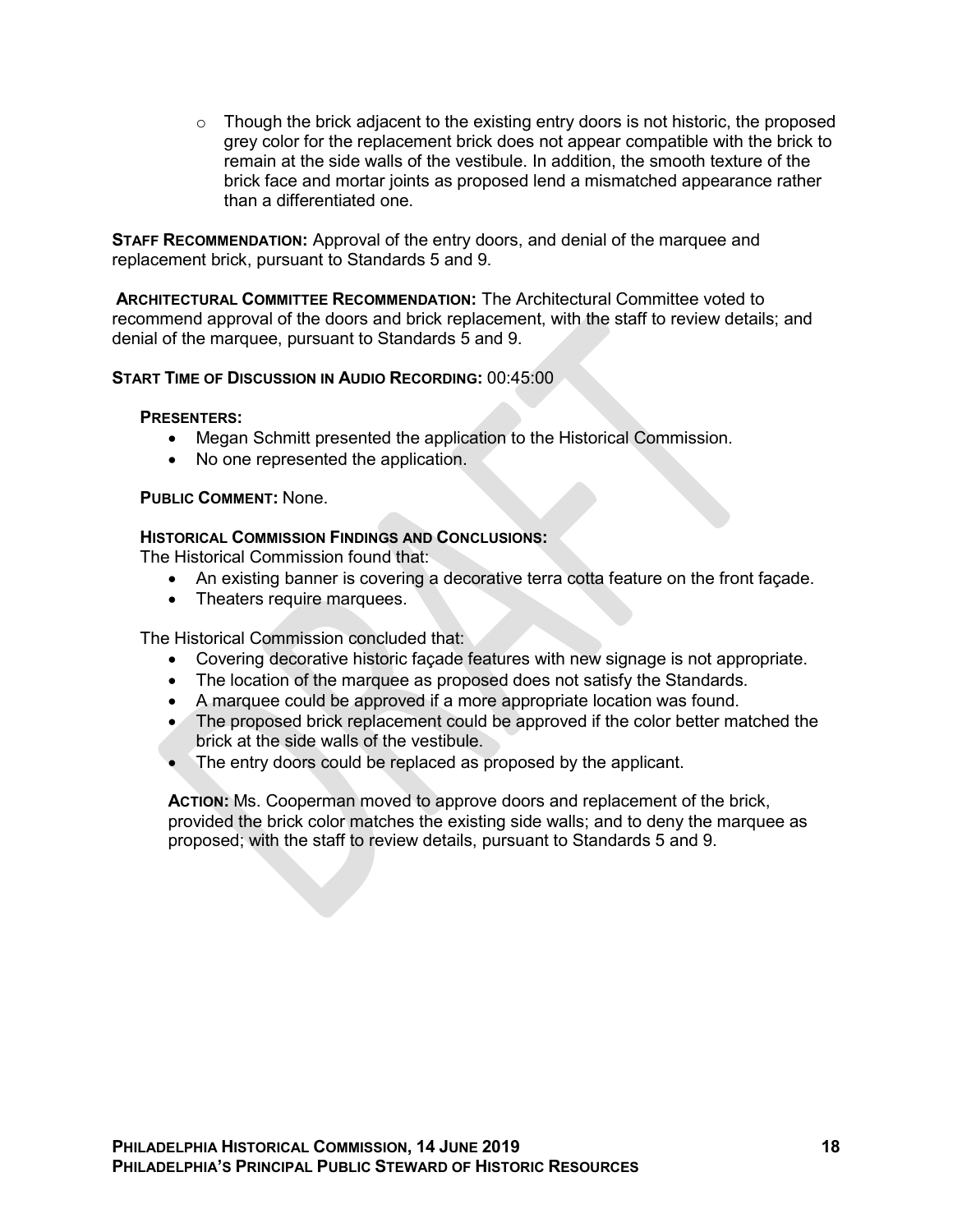- Though the brick adjacent to the existing entry doors is not historic, the proposed grey color for the replacement brick does not appear compatible with the brick to remain at the side walls of the vestibule. In addition, the smooth texture of the brick face and mortar joints as proposed lend a mismatched appearance rather than a differentiated one.

**STAFF RECOMMENDATION:** Approval of the entry doors, and denial of the marquee and replacement brick, pursuant to Standards 5 and 9.

**ARCHITECTURAL COMMITTEE RECOMMENDATION:** The Architectural Committee voted to recommend approval of the doors and brick replacement, with the staff to review details; and denial of the marquee, pursuant to Standards 5 and 9.

**START TIME OF DISCUSSION IN AUDIO RECORDING:** 00:45:00

**PRESENTERS:**

- Megan Schmitt presented the application to the Historical Commission.
- No one represented the application.

**PUBLIC COMMENT:** None.

**HISTORICAL COMMISSION FINDINGS AND CONCLUSIONS:**

The Historical Commission found that:

- An existing banner is covering a decorative terra cotta feature on the front façade.
- Theaters require marquees.

The Historical Commission concluded that:

- Covering decorative historic façade features with new signage is not appropriate.
- The location of the marquee as proposed does not satisfy the Standards.
- A marquee could be approved if a more appropriate location was found.
- The proposed brick replacement could be approved if the color better matched the brick at the side walls of the vestibule.
- The entry doors could be replaced as proposed by the applicant.

**ACTION:** Ms. Cooperman moved to approve doors and replacement of the brick, provided the brick color matches the existing side walls; and to deny the marquee as proposed; with the staff to review details, pursuant to Standards 5 and 9.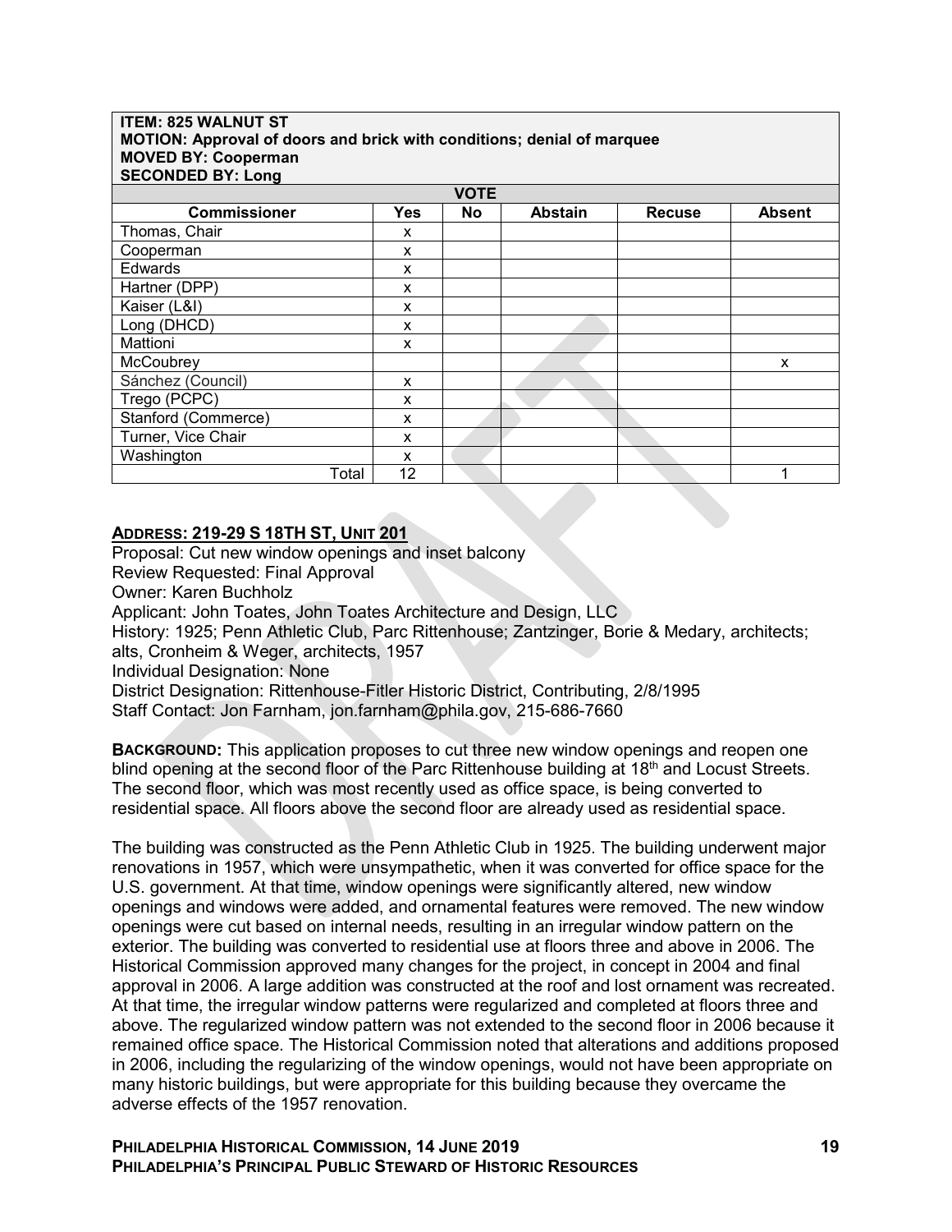| ITEM: 825 WALNUT ST<br>MOTION: Approval of doors and brick with conditions; denial of marquee<br>MOVED BY: Cooperman<br>SECONDED BY: Long | | | | | |
|---|---|---|---|---|---|
| **VOTE** | | | | | |
| **Commissioner** | **Yes** | **No** | **Abstain** | **Recuse** | **Absent** |
| Thomas, Chair | x | | | | |
| Cooperman | x | | | | |
| Edwards | x | | | | |
| Hartner (DPP) | x | | | | |
| Kaiser (L&I) | x | | | | |
| Long (DHCD) | x | | | | |
| Mattioni | x | | | | |
| McCoubrey | | | | | x |
| Sánchez (Council) | x | | | | |
| Trego (PCPC) | x | | | | |
| Stanford (Commerce) | x | | | | |
| Turner, Vice Chair | x | | | | |
| Washington | x | | | | |
| Total | 12 | | | | 1 |

**ADDRESS: 219-29 S 18TH ST, UNIT 201**

Proposal: Cut new window openings and inset balcony
Review Requested: Final Approval
Owner: Karen Buchholz
Applicant: John Toates, John Toates Architecture and Design, LLC
History: 1925; Penn Athletic Club, Parc Rittenhouse; Zantzinger, Borie & Medary, architects; alts, Cronheim & Weger, architects, 1957
Individual Designation: None
District Designation: Rittenhouse-Fitler Historic District, Contributing, 2/8/1995
Staff Contact: Jon Farnham, jon.farnham@phila.gov, 215-686-7660

**BACKGROUND:** This application proposes to cut three new window openings and reopen one blind opening at the second floor of the Parc Rittenhouse building at 18th and Locust Streets. The second floor, which was most recently used as office space, is being converted to residential space. All floors above the second floor are already used as residential space.

The building was constructed as the Penn Athletic Club in 1925. The building underwent major renovations in 1957, which were unsympathetic, when it was converted for office space for the U.S. government. At that time, window openings were significantly altered, new window openings and windows were added, and ornamental features were removed. The new window openings were cut based on internal needs, resulting in an irregular window pattern on the exterior. The building was converted to residential use at floors three and above in 2006. The Historical Commission approved many changes for the project, in concept in 2004 and final approval in 2006. A large addition was constructed at the roof and lost ornament was recreated. At that time, the irregular window patterns were regularized and completed at floors three and above. The regularized window pattern was not extended to the second floor in 2006 because it remained office space. The Historical Commission noted that alterations and additions proposed in 2006, including the regularizing of the window openings, would not have been appropriate on many historic buildings, but were appropriate for this building because they overcame the adverse effects of the 1957 renovation.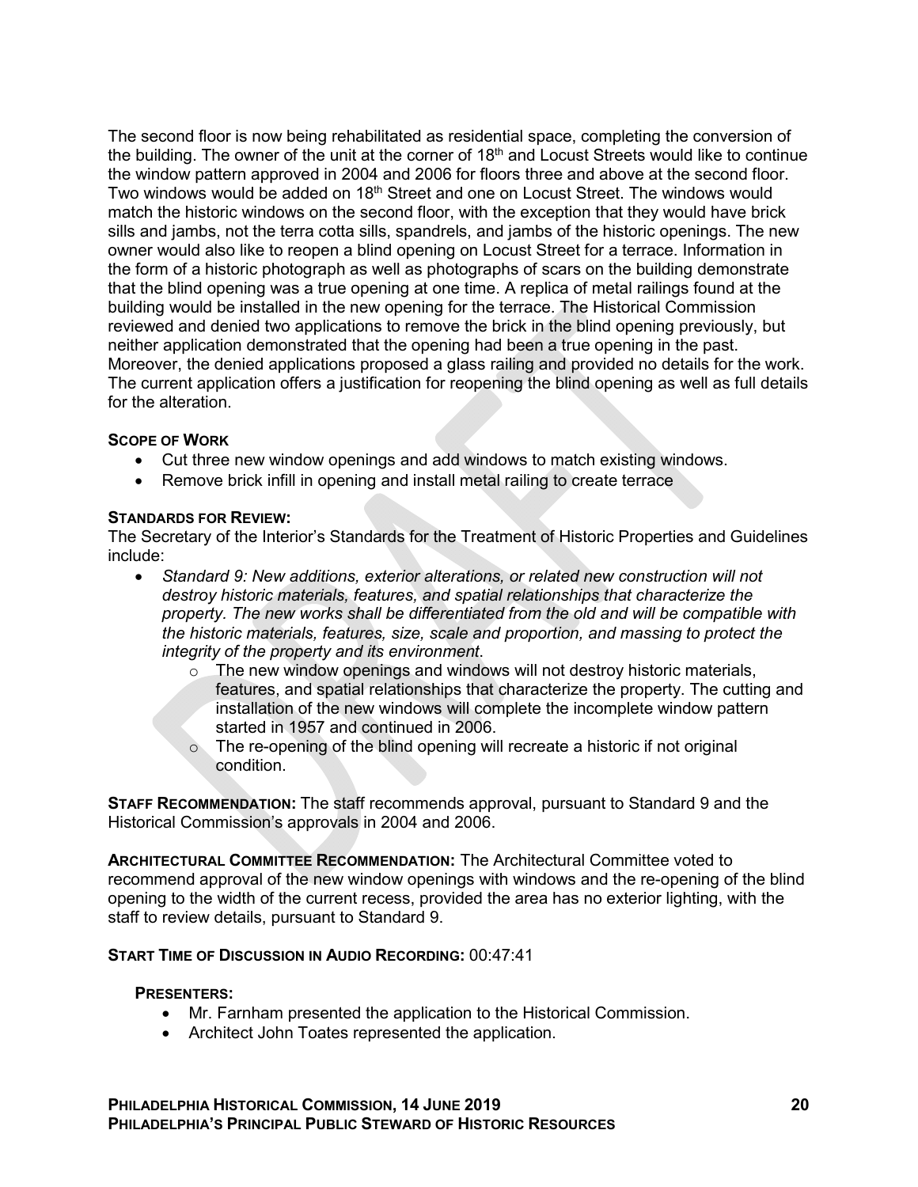The second floor is now being rehabilitated as residential space, completing the conversion of the building. The owner of the unit at the corner of 18th and Locust Streets would like to continue the window pattern approved in 2004 and 2006 for floors three and above at the second floor. Two windows would be added on 18th Street and one on Locust Street. The windows would match the historic windows on the second floor, with the exception that they would have brick sills and jambs, not the terra cotta sills, spandrels, and jambs of the historic openings. The new owner would also like to reopen a blind opening on Locust Street for a terrace. Information in the form of a historic photograph as well as photographs of scars on the building demonstrate that the blind opening was a true opening at one time. A replica of metal railings found at the building would be installed in the new opening for the terrace. The Historical Commission reviewed and denied two applications to remove the brick in the blind opening previously, but neither application demonstrated that the opening had been a true opening in the past. Moreover, the denied applications proposed a glass railing and provided no details for the work. The current application offers a justification for reopening the blind opening as well as full details for the alteration.

**SCOPE OF WORK**

- Cut three new window openings and add windows to match existing windows.
- Remove brick infill in opening and install metal railing to create terrace

**STANDARDS FOR REVIEW:**

The Secretary of the Interior's Standards for the Treatment of Historic Properties and Guidelines include:

- *Standard 9: New additions, exterior alterations, or related new construction will not destroy historic materials, features, and spatial relationships that characterize the property. The new works shall be differentiated from the old and will be compatible with the historic materials, features, size, scale and proportion, and massing to protect the integrity of the property and its environment.*
  - The new window openings and windows will not destroy historic materials, features, and spatial relationships that characterize the property. The cutting and installation of the new windows will complete the incomplete window pattern started in 1957 and continued in 2006.
  - The re-opening of the blind opening will recreate a historic if not original condition.

**STAFF RECOMMENDATION:** The staff recommends approval, pursuant to Standard 9 and the Historical Commission's approvals in 2004 and 2006.

**ARCHITECTURAL COMMITTEE RECOMMENDATION:** The Architectural Committee voted to recommend approval of the new window openings with windows and the re-opening of the blind opening to the width of the current recess, provided the area has no exterior lighting, with the staff to review details, pursuant to Standard 9.

**START TIME OF DISCUSSION IN AUDIO RECORDING:** 00:47:41

**PRESENTERS:**

- Mr. Farnham presented the application to the Historical Commission.
- Architect John Toates represented the application.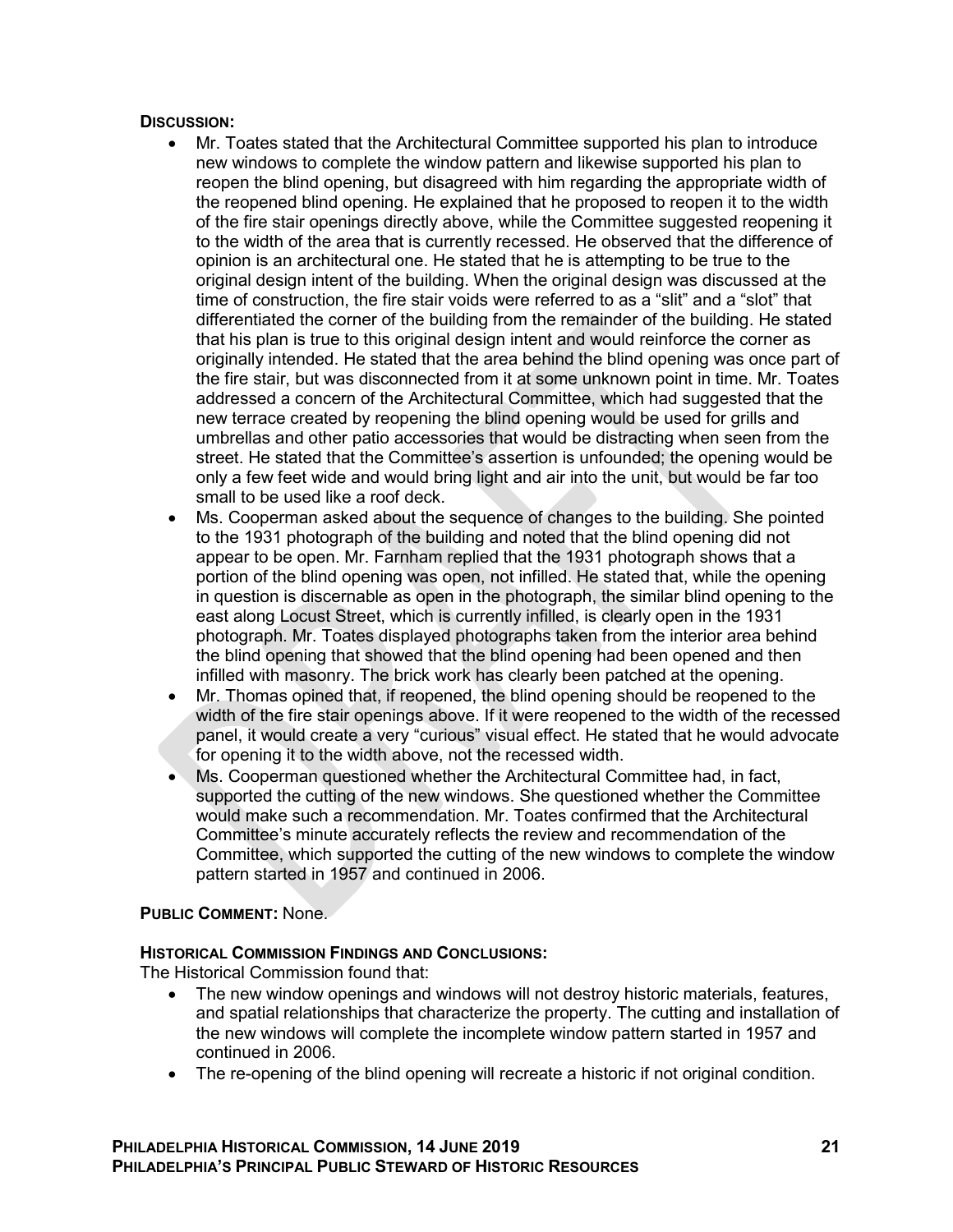**DISCUSSION:**

- Mr. Toates stated that the Architectural Committee supported his plan to introduce new windows to complete the window pattern and likewise supported his plan to reopen the blind opening, but disagreed with him regarding the appropriate width of the reopened blind opening. He explained that he proposed to reopen it to the width of the fire stair openings directly above, while the Committee suggested reopening it to the width of the area that is currently recessed. He observed that the difference of opinion is an architectural one. He stated that he is attempting to be true to the original design intent of the building. When the original design was discussed at the time of construction, the fire stair voids were referred to as a "slit" and a "slot" that differentiated the corner of the building from the remainder of the building. He stated that his plan is true to this original design intent and would reinforce the corner as originally intended. He stated that the area behind the blind opening was once part of the fire stair, but was disconnected from it at some unknown point in time. Mr. Toates addressed a concern of the Architectural Committee, which had suggested that the new terrace created by reopening the blind opening would be used for grills and umbrellas and other patio accessories that would be distracting when seen from the street. He stated that the Committee's assertion is unfounded; the opening would be only a few feet wide and would bring light and air into the unit, but would be far too small to be used like a roof deck.
- Ms. Cooperman asked about the sequence of changes to the building. She pointed to the 1931 photograph of the building and noted that the blind opening did not appear to be open. Mr. Farnham replied that the 1931 photograph shows that a portion of the blind opening was open, not infilled. He stated that, while the opening in question is discernable as open in the photograph, the similar blind opening to the east along Locust Street, which is currently infilled, is clearly open in the 1931 photograph. Mr. Toates displayed photographs taken from the interior area behind the blind opening that showed that the blind opening had been opened and then infilled with masonry. The brick work has clearly been patched at the opening.
- Mr. Thomas opined that, if reopened, the blind opening should be reopened to the width of the fire stair openings above. If it were reopened to the width of the recessed panel, it would create a very "curious" visual effect. He stated that he would advocate for opening it to the width above, not the recessed width.
- Ms. Cooperman questioned whether the Architectural Committee had, in fact, supported the cutting of the new windows. She questioned whether the Committee would make such a recommendation. Mr. Toates confirmed that the Architectural Committee's minute accurately reflects the review and recommendation of the Committee, which supported the cutting of the new windows to complete the window pattern started in 1957 and continued in 2006.

**PUBLIC COMMENT:** None.

**HISTORICAL COMMISSION FINDINGS AND CONCLUSIONS:**

The Historical Commission found that:

- The new window openings and windows will not destroy historic materials, features, and spatial relationships that characterize the property. The cutting and installation of the new windows will complete the incomplete window pattern started in 1957 and continued in 2006.
- The re-opening of the blind opening will recreate a historic if not original condition.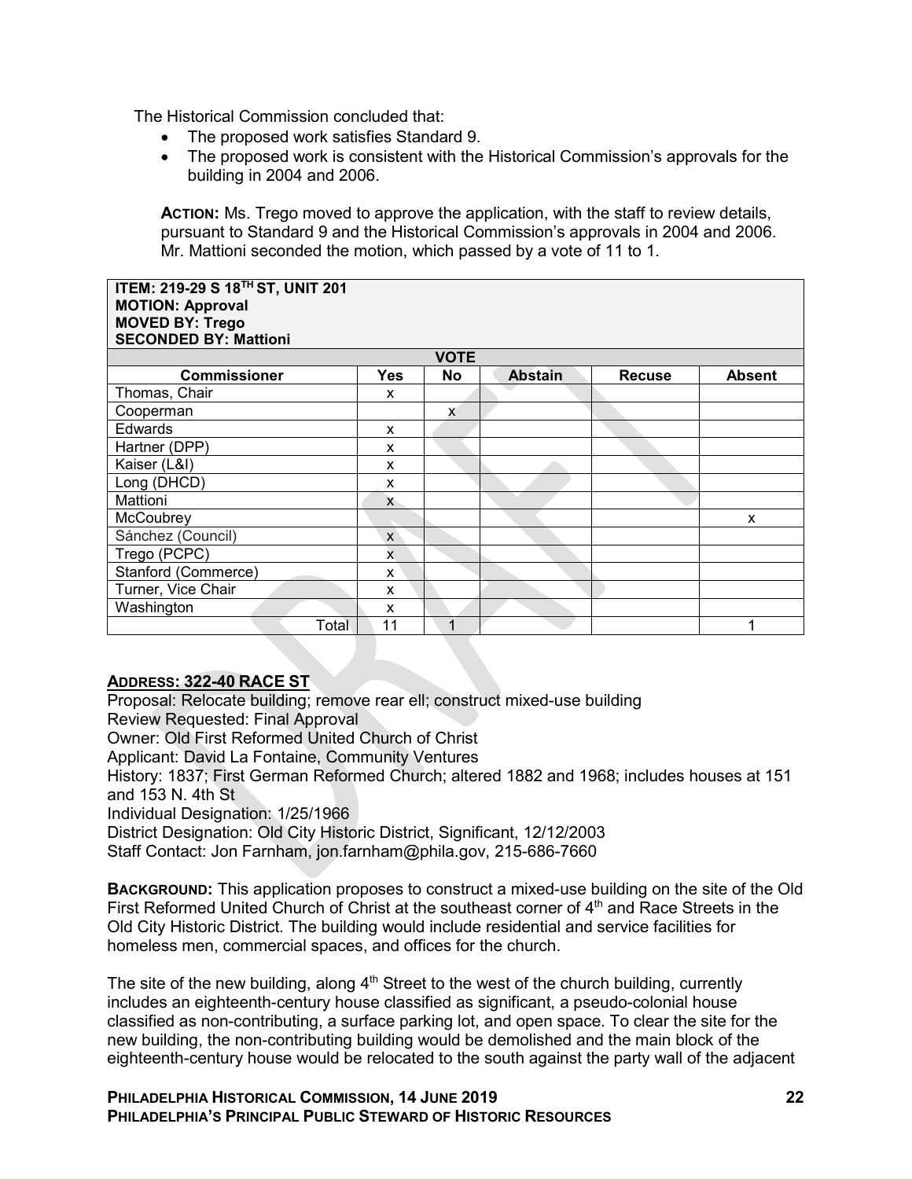The Historical Commission concluded that:

- The proposed work satisfies Standard 9.
- The proposed work is consistent with the Historical Commission's approvals for the building in 2004 and 2006.

**ACTION:** Ms. Trego moved to approve the application, with the staff to review details, pursuant to Standard 9 and the Historical Commission's approvals in 2004 and 2006. Mr. Mattioni seconded the motion, which passed by a vote of 11 to 1.

| ITEM: 219-29 S 18TH ST, UNIT 201<br>MOTION: Approval<br>MOVED BY: Trego<br>SECONDED BY: Mattioni | | | | | |
|---|---|---|---|---|---|
| | | VOTE | | | |
| **Commissioner** | **Yes** | **No** | **Abstain** | **Recuse** | **Absent** |
| Thomas, Chair | x | | | | |
| Cooperman | | x | | | |
| Edwards | x | | | | |
| Hartner (DPP) | x | | | | |
| Kaiser (L&I) | x | | | | |
| Long (DHCD) | x | | | | |
| Mattioni | x | | | | |
| McCoubrey | | | | | x |
| Sánchez (Council) | x | | | | |
| Trego (PCPC) | x | | | | |
| Stanford (Commerce) | x | | | | |
| Turner, Vice Chair | x | | | | |
| Washington | x | | | | |
| Total | 11 | 1 | | | 1 |

**ADDRESS: 322-40 RACE ST**

Proposal: Relocate building; remove rear ell; construct mixed-use building
Review Requested: Final Approval
Owner: Old First Reformed United Church of Christ
Applicant: David La Fontaine, Community Ventures
History: 1837; First German Reformed Church; altered 1882 and 1968; includes houses at 151 and 153 N. 4th St
Individual Designation: 1/25/1966
District Designation: Old City Historic District, Significant, 12/12/2003
Staff Contact: Jon Farnham, jon.farnham@phila.gov, 215-686-7660

**BACKGROUND:** This application proposes to construct a mixed-use building on the site of the Old First Reformed United Church of Christ at the southeast corner of 4th and Race Streets in the Old City Historic District. The building would include residential and service facilities for homeless men, commercial spaces, and offices for the church.

The site of the new building, along 4th Street to the west of the church building, currently includes an eighteenth-century house classified as significant, a pseudo-colonial house classified as non-contributing, a surface parking lot, and open space. To clear the site for the new building, the non-contributing building would be demolished and the main block of the eighteenth-century house would be relocated to the south against the party wall of the adjacent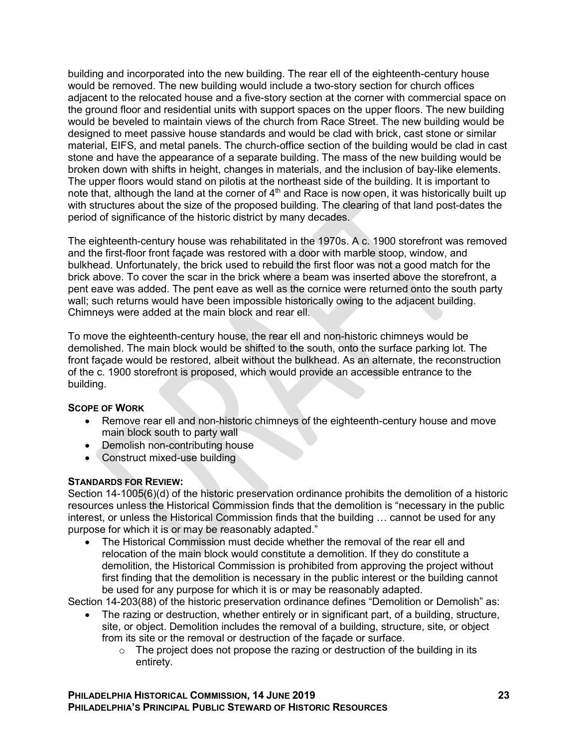building and incorporated into the new building. The rear ell of the eighteenth-century house would be removed. The new building would include a two-story section for church offices adjacent to the relocated house and a five-story section at the corner with commercial space on the ground floor and residential units with support spaces on the upper floors. The new building would be beveled to maintain views of the church from Race Street. The new building would be designed to meet passive house standards and would be clad with brick, cast stone or similar material, EIFS, and metal panels. The church-office section of the building would be clad in cast stone and have the appearance of a separate building. The mass of the new building would be broken down with shifts in height, changes in materials, and the inclusion of bay-like elements. The upper floors would stand on pilotis at the northeast side of the building. It is important to note that, although the land at the corner of 4th and Race is now open, it was historically built up with structures about the size of the proposed building. The clearing of that land post-dates the period of significance of the historic district by many decades.

The eighteenth-century house was rehabilitated in the 1970s. A c. 1900 storefront was removed and the first-floor front façade was restored with a door with marble stoop, window, and bulkhead. Unfortunately, the brick used to rebuild the first floor was not a good match for the brick above. To cover the scar in the brick where a beam was inserted above the storefront, a pent eave was added. The pent eave as well as the cornice were returned onto the south party wall; such returns would have been impossible historically owing to the adjacent building. Chimneys were added at the main block and rear ell.

To move the eighteenth-century house, the rear ell and non-historic chimneys would be demolished. The main block would be shifted to the south, onto the surface parking lot. The front façade would be restored, albeit without the bulkhead. As an alternate, the reconstruction of the c. 1900 storefront is proposed, which would provide an accessible entrance to the building.

**SCOPE OF WORK**

- Remove rear ell and non-historic chimneys of the eighteenth-century house and move main block south to party wall
- Demolish non-contributing house
- Construct mixed-use building

**STANDARDS FOR REVIEW:**

Section 14-1005(6)(d) of the historic preservation ordinance prohibits the demolition of a historic resources unless the Historical Commission finds that the demolition is "necessary in the public interest, or unless the Historical Commission finds that the building … cannot be used for any purpose for which it is or may be reasonably adapted."

- The Historical Commission must decide whether the removal of the rear ell and relocation of the main block would constitute a demolition. If they do constitute a demolition, the Historical Commission is prohibited from approving the project without first finding that the demolition is necessary in the public interest or the building cannot be used for any purpose for which it is or may be reasonably adapted.

Section 14-203(88) of the historic preservation ordinance defines "Demolition or Demolish" as:

- The razing or destruction, whether entirely or in significant part, of a building, structure, site, or object. Demolition includes the removal of a building, structure, site, or object from its site or the removal or destruction of the façade or surface.
    - The project does not propose the razing or destruction of the building in its entirety.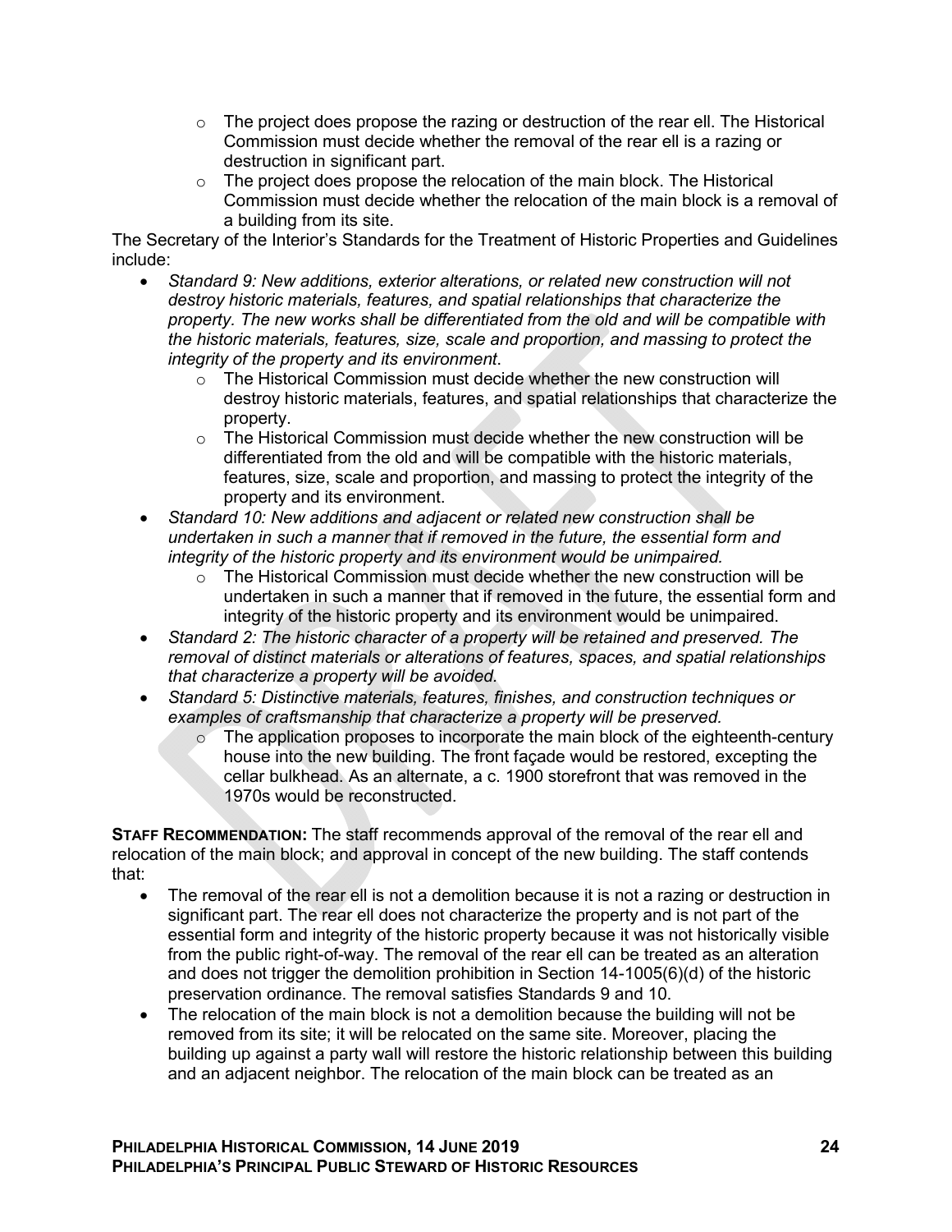- The project does propose the razing or destruction of the rear ell. The Historical Commission must decide whether the removal of the rear ell is a razing or destruction in significant part.
  - The project does propose the relocation of the main block. The Historical Commission must decide whether the relocation of the main block is a removal of a building from its site.

The Secretary of the Interior's Standards for the Treatment of Historic Properties and Guidelines include:

- *Standard 9: New additions, exterior alterations, or related new construction will not destroy historic materials, features, and spatial relationships that characterize the property. The new works shall be differentiated from the old and will be compatible with the historic materials, features, size, scale and proportion, and massing to protect the integrity of the property and its environment.*
  - The Historical Commission must decide whether the new construction will destroy historic materials, features, and spatial relationships that characterize the property.
  - The Historical Commission must decide whether the new construction will be differentiated from the old and will be compatible with the historic materials, features, size, scale and proportion, and massing to protect the integrity of the property and its environment.
- *Standard 10: New additions and adjacent or related new construction shall be undertaken in such a manner that if removed in the future, the essential form and integrity of the historic property and its environment would be unimpaired.*
  - The Historical Commission must decide whether the new construction will be undertaken in such a manner that if removed in the future, the essential form and integrity of the historic property and its environment would be unimpaired.
- *Standard 2: The historic character of a property will be retained and preserved. The removal of distinct materials or alterations of features, spaces, and spatial relationships that characterize a property will be avoided.*
- *Standard 5: Distinctive materials, features, finishes, and construction techniques or examples of craftsmanship that characterize a property will be preserved.*
  - The application proposes to incorporate the main block of the eighteenth-century house into the new building. The front façade would be restored, excepting the cellar bulkhead. As an alternate, a c. 1900 storefront that was removed in the 1970s would be reconstructed.

**STAFF RECOMMENDATION:** The staff recommends approval of the removal of the rear ell and relocation of the main block; and approval in concept of the new building. The staff contends that:

- The removal of the rear ell is not a demolition because it is not a razing or destruction in significant part. The rear ell does not characterize the property and is not part of the essential form and integrity of the historic property because it was not historically visible from the public right-of-way. The removal of the rear ell can be treated as an alteration and does not trigger the demolition prohibition in Section 14-1005(6)(d) of the historic preservation ordinance. The removal satisfies Standards 9 and 10.
- The relocation of the main block is not a demolition because the building will not be removed from its site; it will be relocated on the same site. Moreover, placing the building up against a party wall will restore the historic relationship between this building and an adjacent neighbor. The relocation of the main block can be treated as an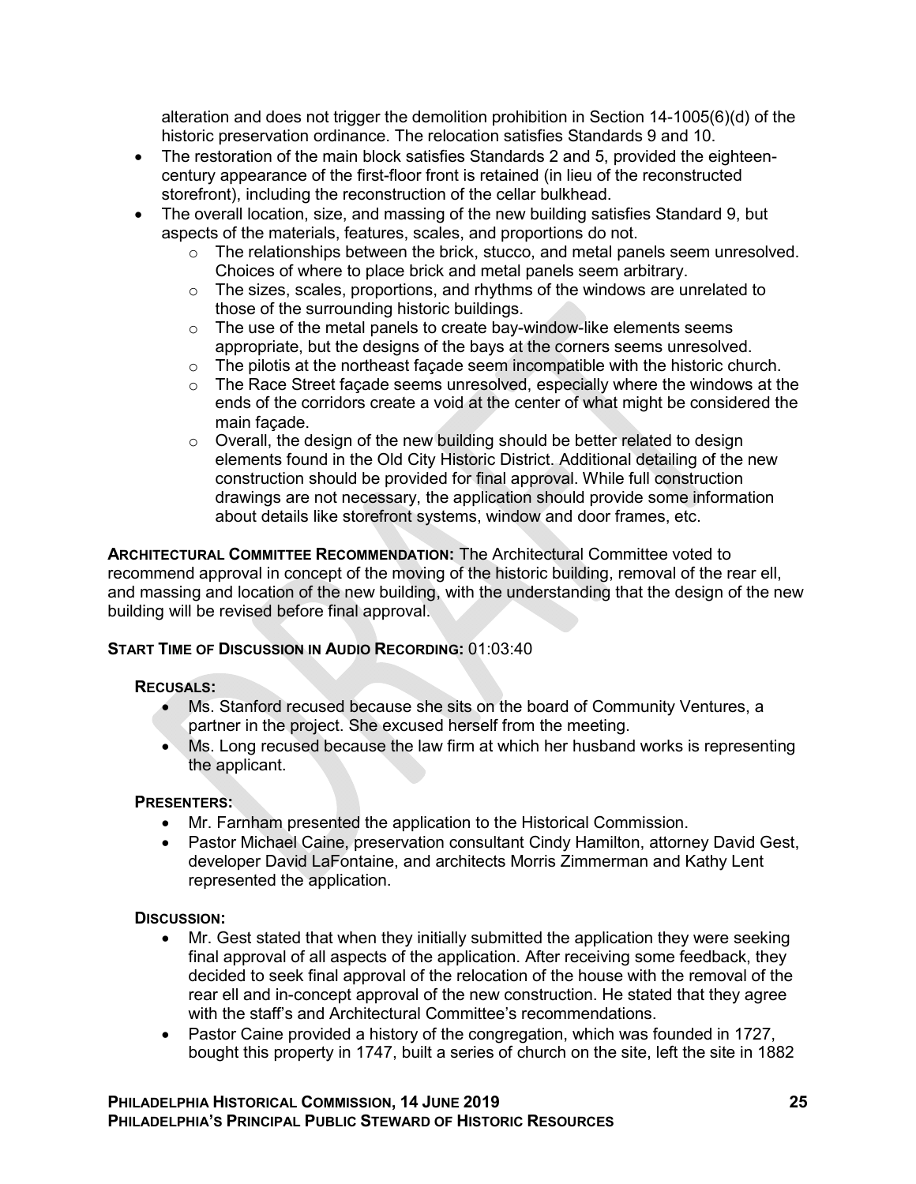alteration and does not trigger the demolition prohibition in Section 14-1005(6)(d) of the historic preservation ordinance. The relocation satisfies Standards 9 and 10.

- The restoration of the main block satisfies Standards 2 and 5, provided the eighteen-century appearance of the first-floor front is retained (in lieu of the reconstructed storefront), including the reconstruction of the cellar bulkhead.
- The overall location, size, and massing of the new building satisfies Standard 9, but aspects of the materials, features, scales, and proportions do not.
  - The relationships between the brick, stucco, and metal panels seem unresolved. Choices of where to place brick and metal panels seem arbitrary.
  - The sizes, scales, proportions, and rhythms of the windows are unrelated to those of the surrounding historic buildings.
  - The use of the metal panels to create bay-window-like elements seems appropriate, but the designs of the bays at the corners seems unresolved.
  - The pilotis at the northeast façade seem incompatible with the historic church.
  - The Race Street façade seems unresolved, especially where the windows at the ends of the corridors create a void at the center of what might be considered the main façade.
  - Overall, the design of the new building should be better related to design elements found in the Old City Historic District. Additional detailing of the new construction should be provided for final approval. While full construction drawings are not necessary, the application should provide some information about details like storefront systems, window and door frames, etc.

**ARCHITECTURAL COMMITTEE RECOMMENDATION:** The Architectural Committee voted to recommend approval in concept of the moving of the historic building, removal of the rear ell, and massing and location of the new building, with the understanding that the design of the new building will be revised before final approval.

**START TIME OF DISCUSSION IN AUDIO RECORDING:** 01:03:40

**RECUSALS:**

- Ms. Stanford recused because she sits on the board of Community Ventures, a partner in the project. She excused herself from the meeting.
- Ms. Long recused because the law firm at which her husband works is representing the applicant.

**PRESENTERS:**

- Mr. Farnham presented the application to the Historical Commission.
- Pastor Michael Caine, preservation consultant Cindy Hamilton, attorney David Gest, developer David LaFontaine, and architects Morris Zimmerman and Kathy Lent represented the application.

**DISCUSSION:**

- Mr. Gest stated that when they initially submitted the application they were seeking final approval of all aspects of the application. After receiving some feedback, they decided to seek final approval of the relocation of the house with the removal of the rear ell and in-concept approval of the new construction. He stated that they agree with the staff's and Architectural Committee's recommendations.
- Pastor Caine provided a history of the congregation, which was founded in 1727, bought this property in 1747, built a series of church on the site, left the site in 1882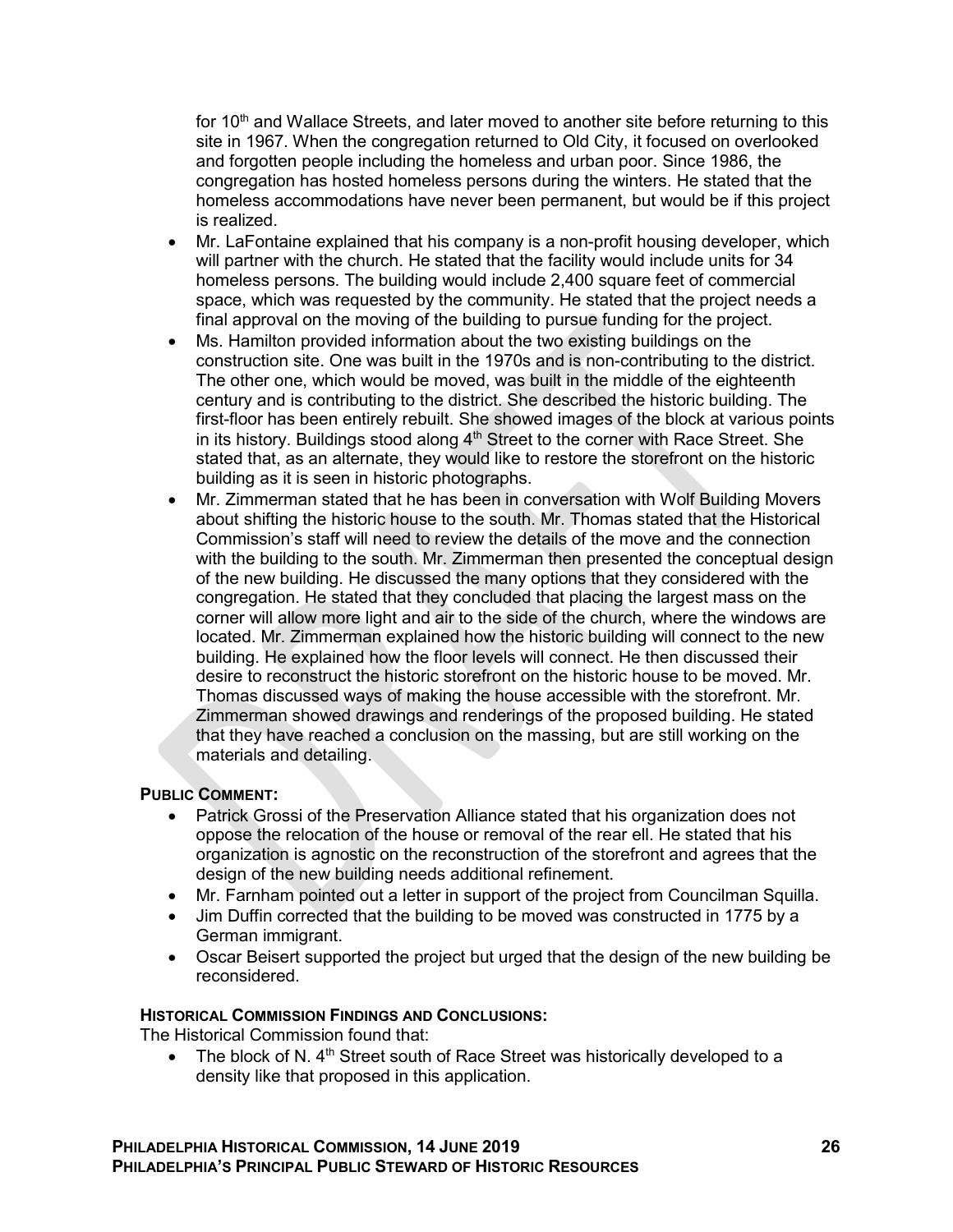for 10th and Wallace Streets, and later moved to another site before returning to this site in 1967. When the congregation returned to Old City, it focused on overlooked and forgotten people including the homeless and urban poor. Since 1986, the congregation has hosted homeless persons during the winters. He stated that the homeless accommodations have never been permanent, but would be if this project is realized.

- Mr. LaFontaine explained that his company is a non-profit housing developer, which will partner with the church. He stated that the facility would include units for 34 homeless persons. The building would include 2,400 square feet of commercial space, which was requested by the community. He stated that the project needs a final approval on the moving of the building to pursue funding for the project.
- Ms. Hamilton provided information about the two existing buildings on the construction site. One was built in the 1970s and is non-contributing to the district. The other one, which would be moved, was built in the middle of the eighteenth century and is contributing to the district. She described the historic building. The first-floor has been entirely rebuilt. She showed images of the block at various points in its history. Buildings stood along 4th Street to the corner with Race Street. She stated that, as an alternate, they would like to restore the storefront on the historic building as it is seen in historic photographs.
- Mr. Zimmerman stated that he has been in conversation with Wolf Building Movers about shifting the historic house to the south. Mr. Thomas stated that the Historical Commission's staff will need to review the details of the move and the connection with the building to the south. Mr. Zimmerman then presented the conceptual design of the new building. He discussed the many options that they considered with the congregation. He stated that they concluded that placing the largest mass on the corner will allow more light and air to the side of the church, where the windows are located. Mr. Zimmerman explained how the historic building will connect to the new building. He explained how the floor levels will connect. He then discussed their desire to reconstruct the historic storefront on the historic house to be moved. Mr. Thomas discussed ways of making the house accessible with the storefront. Mr. Zimmerman showed drawings and renderings of the proposed building. He stated that they have reached a conclusion on the massing, but are still working on the materials and detailing.

**PUBLIC COMMENT:**

- Patrick Grossi of the Preservation Alliance stated that his organization does not oppose the relocation of the house or removal of the rear ell. He stated that his organization is agnostic on the reconstruction of the storefront and agrees that the design of the new building needs additional refinement.
- Mr. Farnham pointed out a letter in support of the project from Councilman Squilla.
- Jim Duffin corrected that the building to be moved was constructed in 1775 by a German immigrant.
- Oscar Beisert supported the project but urged that the design of the new building be reconsidered.

**HISTORICAL COMMISSION FINDINGS AND CONCLUSIONS:**

The Historical Commission found that:

- The block of N. 4th Street south of Race Street was historically developed to a density like that proposed in this application.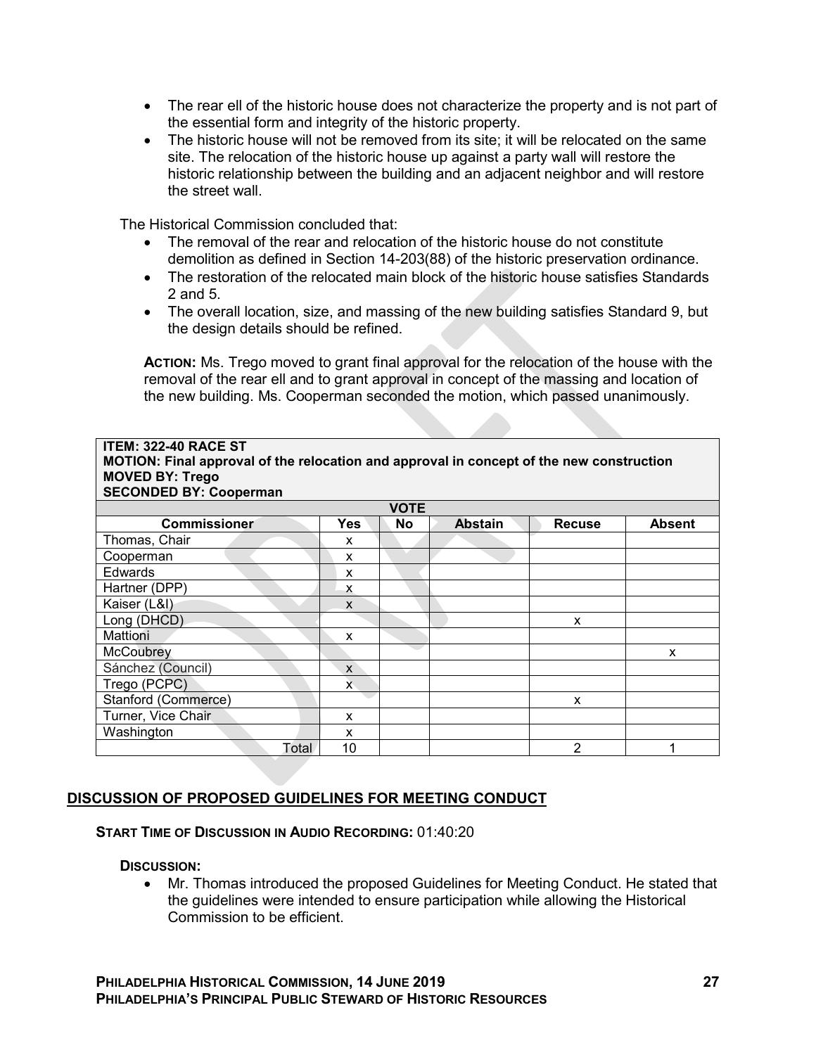- The rear ell of the historic house does not characterize the property and is not part of the essential form and integrity of the historic property.
- The historic house will not be removed from its site; it will be relocated on the same site. The relocation of the historic house up against a party wall will restore the historic relationship between the building and an adjacent neighbor and will restore the street wall.

The Historical Commission concluded that:

- The removal of the rear and relocation of the historic house do not constitute demolition as defined in Section 14-203(88) of the historic preservation ordinance.
- The restoration of the relocated main block of the historic house satisfies Standards 2 and 5.
- The overall location, size, and massing of the new building satisfies Standard 9, but the design details should be refined.

**ACTION:** Ms. Trego moved to grant final approval for the relocation of the house with the removal of the rear ell and to grant approval in concept of the massing and location of the new building. Ms. Cooperman seconded the motion, which passed unanimously.

**ITEM: 322-40 RACE ST**
**MOTION: Final approval of the relocation and approval in concept of the new construction**
**MOVED BY: Trego**
**SECONDED BY: Cooperman**

**VOTE**

| Commissioner | Yes | No | Abstain | Recuse | Absent |
|---|---|---|---|---|---|
| Thomas, Chair | x | | | | |
| Cooperman | x | | | | |
| Edwards | x | | | | |
| Hartner (DPP) | x | | | | |
| Kaiser (L&I) | x | | | | |
| Long (DHCD) | | | | x | |
| Mattioni | x | | | | |
| McCoubrey | | | | | x |
| Sánchez (Council) | x | | | | |
| Trego (PCPC) | x | | | | |
| Stanford (Commerce) | | | | x | |
| Turner, Vice Chair | x | | | | |
| Washington | x | | | | |
| Total | 10 | | | 2 | 1 |

## DISCUSSION OF PROPOSED GUIDELINES FOR MEETING CONDUCT

**START TIME OF DISCUSSION IN AUDIO RECORDING:** 01:40:20

**DISCUSSION:**

- Mr. Thomas introduced the proposed Guidelines for Meeting Conduct. He stated that the guidelines were intended to ensure participation while allowing the Historical Commission to be efficient.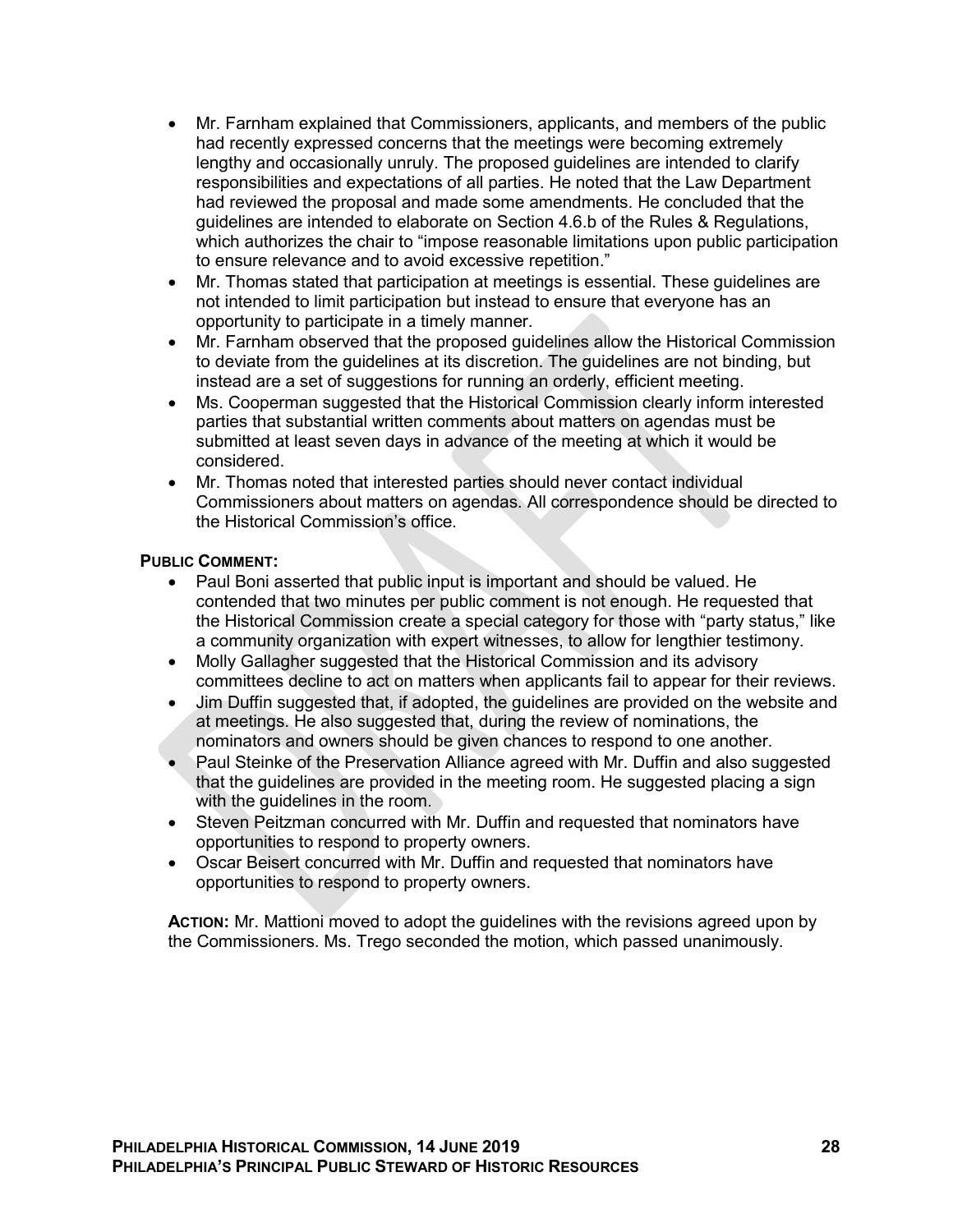- Mr. Farnham explained that Commissioners, applicants, and members of the public had recently expressed concerns that the meetings were becoming extremely lengthy and occasionally unruly. The proposed guidelines are intended to clarify responsibilities and expectations of all parties. He noted that the Law Department had reviewed the proposal and made some amendments. He concluded that the guidelines are intended to elaborate on Section 4.6.b of the Rules & Regulations, which authorizes the chair to "impose reasonable limitations upon public participation to ensure relevance and to avoid excessive repetition."
- Mr. Thomas stated that participation at meetings is essential. These guidelines are not intended to limit participation but instead to ensure that everyone has an opportunity to participate in a timely manner.
- Mr. Farnham observed that the proposed guidelines allow the Historical Commission to deviate from the guidelines at its discretion. The guidelines are not binding, but instead are a set of suggestions for running an orderly, efficient meeting.
- Ms. Cooperman suggested that the Historical Commission clearly inform interested parties that substantial written comments about matters on agendas must be submitted at least seven days in advance of the meeting at which it would be considered.
- Mr. Thomas noted that interested parties should never contact individual Commissioners about matters on agendas. All correspondence should be directed to the Historical Commission's office.

**PUBLIC COMMENT:**

- Paul Boni asserted that public input is important and should be valued. He contended that two minutes per public comment is not enough. He requested that the Historical Commission create a special category for those with "party status," like a community organization with expert witnesses, to allow for lengthier testimony.
- Molly Gallagher suggested that the Historical Commission and its advisory committees decline to act on matters when applicants fail to appear for their reviews.
- Jim Duffin suggested that, if adopted, the guidelines are provided on the website and at meetings. He also suggested that, during the review of nominations, the nominators and owners should be given chances to respond to one another.
- Paul Steinke of the Preservation Alliance agreed with Mr. Duffin and also suggested that the guidelines are provided in the meeting room. He suggested placing a sign with the guidelines in the room.
- Steven Peitzman concurred with Mr. Duffin and requested that nominators have opportunities to respond to property owners.
- Oscar Beisert concurred with Mr. Duffin and requested that nominators have opportunities to respond to property owners.

**ACTION:** Mr. Mattioni moved to adopt the guidelines with the revisions agreed upon by the Commissioners. Ms. Trego seconded the motion, which passed unanimously.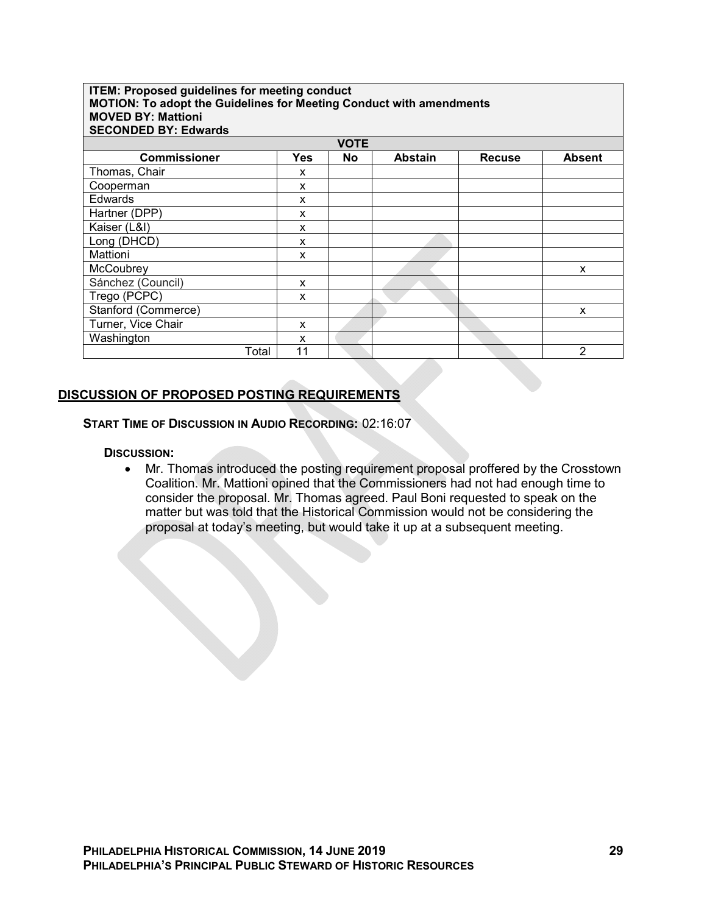| ITEM: Proposed guidelines for meeting conduct<br>MOTION: To adopt the Guidelines for Meeting Conduct with amendments<br>MOVED BY: Mattioni<br>SECONDED BY: Edwards | | | | | |
|---|---|---|---|---|---|
| VOTE | | | | | |
| **Commissioner** | **Yes** | **No** | **Abstain** | **Recuse** | **Absent** |
| Thomas, Chair | x | | | | |
| Cooperman | x | | | | |
| Edwards | x | | | | |
| Hartner (DPP) | x | | | | |
| Kaiser (L&I) | x | | | | |
| Long (DHCD) | x | | | | |
| Mattioni | x | | | | |
| McCoubrey | | | | | x |
| Sánchez (Council) | x | | | | |
| Trego (PCPC) | x | | | | |
| Stanford (Commerce) | | | | | x |
| Turner, Vice Chair | x | | | | |
| Washington | x | | | | |
| Total | 11 | | | | 2 |

## DISCUSSION OF PROPOSED POSTING REQUIREMENTS

**START TIME OF DISCUSSION IN AUDIO RECORDING:** 02:16:07

**DISCUSSION:**

- Mr. Thomas introduced the posting requirement proposal proffered by the Crosstown Coalition. Mr. Mattioni opined that the Commissioners had not had enough time to consider the proposal. Mr. Thomas agreed. Paul Boni requested to speak on the matter but was told that the Historical Commission would not be considering the proposal at today's meeting, but would take it up at a subsequent meeting.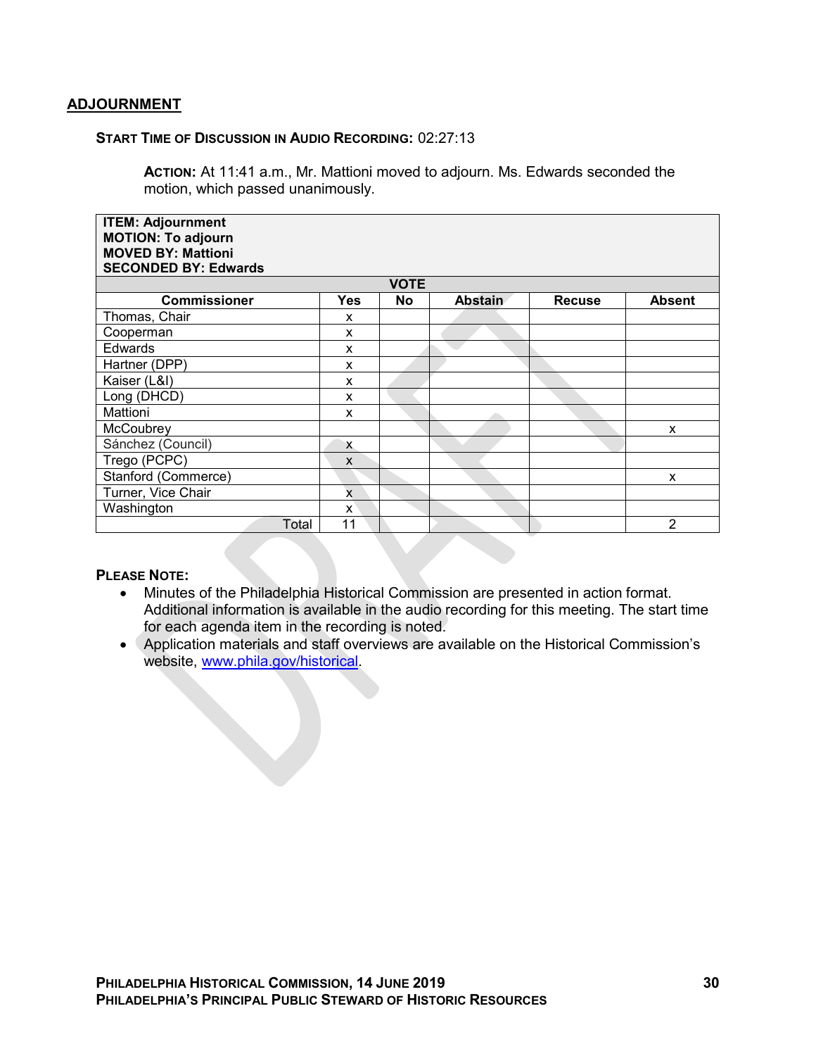## ADJOURNMENT

**START TIME OF DISCUSSION IN AUDIO RECORDING:** 02:27:13

**ACTION:** At 11:41 a.m., Mr. Mattioni moved to adjourn. Ms. Edwards seconded the motion, which passed unanimously.

| **ITEM: Adjournment**<br>**MOTION: To adjourn**<br>**MOVED BY: Mattioni**<br>**SECONDED BY: Edwards** | | | | | |
|---|---|---|---|---|---|
| **VOTE** | | | | | |
| **Commissioner** | **Yes** | **No** | **Abstain** | **Recuse** | **Absent** |
| Thomas, Chair | x | | | | |
| Cooperman | x | | | | |
| Edwards | x | | | | |
| Hartner (DPP) | x | | | | |
| Kaiser (L&I) | x | | | | |
| Long (DHCD) | x | | | | |
| Mattioni | x | | | | |
| McCoubrey | | | | | x |
| Sánchez (Council) | x | | | | |
| Trego (PCPC) | x | | | | |
| Stanford (Commerce) | | | | | x |
| Turner, Vice Chair | x | | | | |
| Washington | x | | | | |
| Total | 11 | | | | 2 |

**PLEASE NOTE:**

- Minutes of the Philadelphia Historical Commission are presented in action format. Additional information is available in the audio recording for this meeting. The start time for each agenda item in the recording is noted.
- Application materials and staff overviews are available on the Historical Commission's website, www.phila.gov/historical.